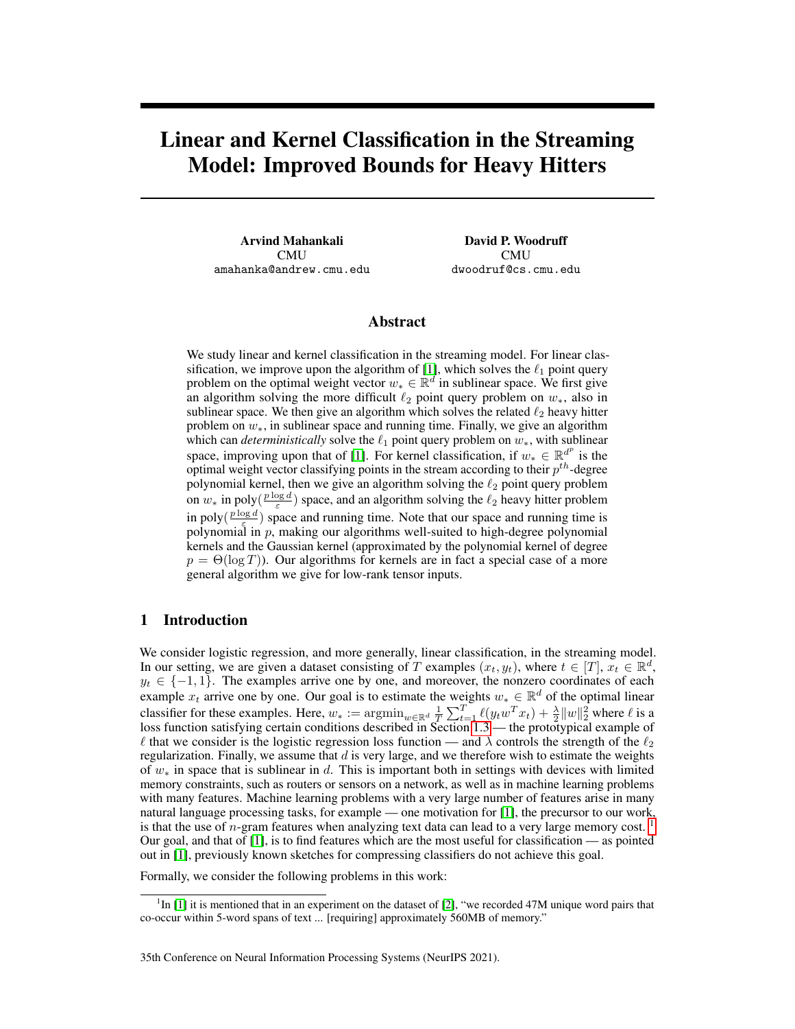# Linear and Kernel Classification in the Streaming Model: Improved Bounds for Heavy Hitters

**Arvind Mahankali**
CMU
amahanka@andrew.cmu.edu

**David P. Woodruff**
CMU
dwoodruf@cs.cmu.edu

## Abstract

We study linear and kernel classification in the streaming model. For linear classification, we improve upon the algorithm of [1], which solves the $\ell_1$ point query problem on the optimal weight vector $w_* \in \mathbb{R}^d$ in sublinear space. We first give an algorithm solving the more difficult $\ell_2$ point query problem on $w_*$, also in sublinear space. We then give an algorithm which solves the related $\ell_2$ heavy hitter problem on $w_*$, in sublinear space and running time. Finally, we give an algorithm which can *deterministically* solve the $\ell_1$ point query problem on $w_*$, with sublinear space, improving upon that of [1]. For kernel classification, if $w_* \in \mathbb{R}^{d^p}$ is the optimal weight vector classifying points in the stream according to their $p^{th}$-degree polynomial kernel, then we give an algorithm solving the $\ell_2$ point query problem on $w_*$ in $\text{poly}(\frac{p \log d}{\varepsilon})$ space, and an algorithm solving the $\ell_2$ heavy hitter problem in $\text{poly}(\frac{p \log d}{\varepsilon})$ space and running time. Note that our space and running time is polynomial in $p$, making our algorithms well-suited to high-degree polynomial kernels and the Gaussian kernel (approximated by the polynomial kernel of degree $p = \Theta(\log T)$). Our algorithms for kernels are in fact a special case of a more general algorithm we give for low-rank tensor inputs.

## 1 Introduction

We consider logistic regression, and more generally, linear classification, in the streaming model. In our setting, we are given a dataset consisting of $T$ examples $(x_t, y_t)$, where $t \in [T]$, $x_t \in \mathbb{R}^d$, $y_t \in \{-1, 1\}$. The examples arrive one by one, and moreover, the nonzero coordinates of each example $x_t$ arrive one by one. Our goal is to estimate the weights $w_* \in \mathbb{R}^d$ of the optimal linear classifier for these examples. Here, $w_* := \text{argmin}_{w \in \mathbb{R}^d} \frac{1}{T} \sum_{t=1}^{T} \ell(y_t w^T x_t) + \frac{\lambda}{2} \|w\|_2^2$ where $\ell$ is a loss function satisfying certain conditions described in Section 1.3 — the prototypical example of $\ell$ that we consider is the logistic regression loss function — and $\lambda$ controls the strength of the $\ell_2$ regularization. Finally, we assume that $d$ is very large, and we therefore wish to estimate the weights of $w_*$ in space that is sublinear in $d$. This is important both in settings with devices with limited memory constraints, such as routers or sensors on a network, as well as in machine learning problems with many features. Machine learning problems with a very large number of features arise in many natural language processing tasks, for example — one motivation for [1], the precursor to our work, is that the use of $n$-gram features when analyzing text data can lead to a very large memory cost. [1] Our goal, and that of [1], is to find features which are the most useful for classification — as pointed out in [1], previously known sketches for compressing classifiers do not achieve this goal.

Formally, we consider the following problems in this work:

[1] In [1] it is mentioned that in an experiment on the dataset of [2], "we recorded 47M unique word pairs that co-occur within 5-word spans of text ... [requiring] approximately 560MB of memory."

35th Conference on Neural Information Processing Systems (NeurIPS 2021).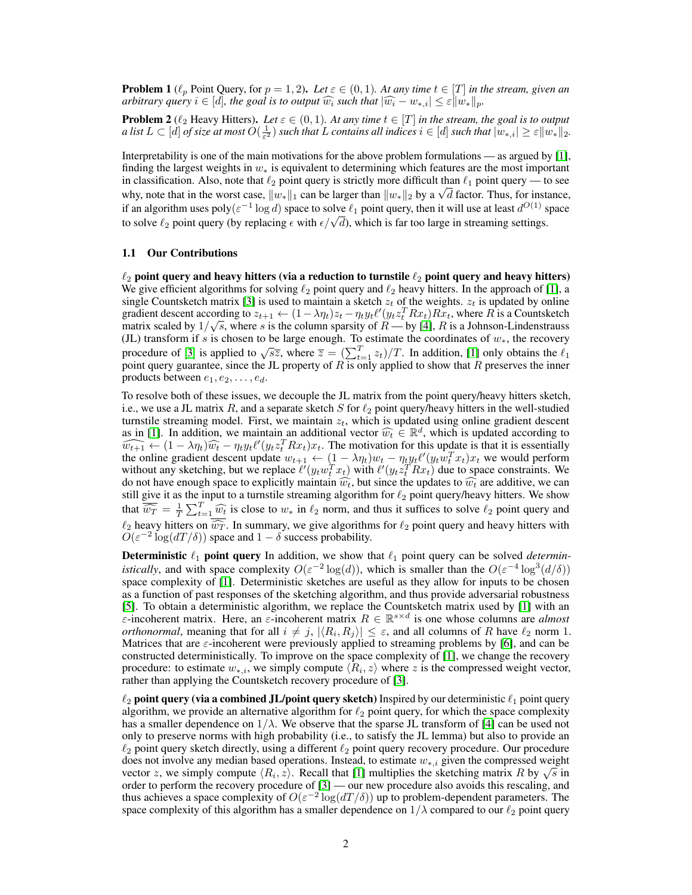**Problem 1** ($\ell_p$ Point Query, for $p = 1, 2$). *Let $\varepsilon \in (0, 1)$. At any time $t \in [T]$ in the stream, given an arbitrary query $i \in [d]$, the goal is to output $\widehat{w_i}$ such that $|\widehat{w_i} - w_{*,i}| \leq \varepsilon \|w_*\|_p$.*

**Problem 2** ($\ell_2$ Heavy Hitters). *Let $\varepsilon \in (0, 1)$. At any time $t \in [T]$ in the stream, the goal is to output a list $L \subset [d]$ of size at most $O(\frac{1}{\varepsilon^2})$ such that $L$ contains all indices $i \in [d]$ such that $|w_{*,i}| \geq \varepsilon \|w_*\|_2$.*

Interpretability is one of the main motivations for the above problem formulations — as argued by [1], finding the largest weights in $w_*$ is equivalent to determining which features are the most important in classification. Also, note that $\ell_2$ point query is strictly more difficult than $\ell_1$ point query — to see why, note that in the worst case, $\|w_*\|_1$ can be larger than $\|w_*\|_2$ by a $\sqrt{d}$ factor. Thus, for instance, if an algorithm uses $\text{poly}(\varepsilon^{-1} \log d)$ space to solve $\ell_1$ point query, then it will use at least $d^{O(1)}$ space to solve $\ell_2$ point query (by replacing $\epsilon$ with $\epsilon/\sqrt{d}$), which is far too large in streaming settings.

### 1.1 Our Contributions

**$\ell_2$ point query and heavy hitters (via a reduction to turnstile $\ell_2$ point query and heavy hitters)** We give efficient algorithms for solving $\ell_2$ point query and $\ell_2$ heavy hitters. In the approach of [1], a single Countsketch matrix [3] is used to maintain a sketch $z_t$ of the weights. $z_t$ is updated by online gradient descent according to $z_{t+1} \leftarrow (1 - \lambda\eta_t)z_t - \eta_t y_t \ell'(y_t z_t^T R x_t) R x_t$, where $R$ is a Countsketch matrix scaled by $1/\sqrt{s}$, where $s$ is the column sparsity of $R$ — by [4], $R$ is a Johnson-Lindenstrauss (JL) transform if $s$ is chosen to be large enough. To estimate the coordinates of $w_*$, the recovery procedure of [3] is applied to $\sqrt{s}\overline{z}$, where $\overline{z} = (\sum_{t=1}^T z_t)/T$. In addition, [1] only obtains the $\ell_1$ point query guarantee, since the JL property of $R$ is only applied to show that $R$ preserves the inner products between $e_1, e_2, \ldots, e_d$.

To resolve both of these issues, we decouple the JL matrix from the point query/heavy hitters sketch, i.e., we use a JL matrix $R$, and a separate sketch $S$ for $\ell_2$ point query/heavy hitters in the well-studied turnstile streaming model. First, we maintain $z_t$, which is updated using online gradient descent as in [1]. In addition, we maintain an additional vector $\widehat{w_t} \in \mathbb{R}^d$, which is updated according to $\widehat{w_{t+1}} \leftarrow (1 - \lambda\eta_t)\widehat{w_t} - \eta_t y_t \ell'(y_t z_t^T R x_t) x_t$. The motivation for this update is that it is essentially the online gradient descent update $w_{t+1} \leftarrow (1 - \lambda\eta_t)w_t - \eta_t y_t \ell'(y_t w_t^T x_t) x_t$ we would perform without any sketching, but we replace $\ell'(y_t w_t^T x_t)$ with $\ell'(y_t z_t^T R x_t)$ due to space constraints. We do not have enough space to explicitly maintain $\widehat{w_t}$, but since the updates to $\widehat{w_t}$ are additive, we can still give it as the input to a turnstile streaming algorithm for $\ell_2$ point query/heavy hitters. We show that $\overline{\widehat{w_T}} = \frac{1}{T}\sum_{t=1}^T \widehat{w_t}$ is close to $w_*$ in $\ell_2$ norm, and thus it suffices to solve $\ell_2$ point query and $\ell_2$ heavy hitters on $\overline{\widehat{w_T}}$. In summary, we give algorithms for $\ell_2$ point query and heavy hitters with $O(\varepsilon^{-2} \log(dT/\delta))$ space and $1 - \delta$ success probability.

**Deterministic $\ell_1$ point query** In addition, we show that $\ell_1$ point query can be solved *deterministically*, and with space complexity $O(\varepsilon^{-2} \log(d))$, which is smaller than the $O(\varepsilon^{-4} \log^3(d/\delta))$ space complexity of [1]. Deterministic sketches are useful as they allow for inputs to be chosen as a function of past responses of the sketching algorithm, and thus provide adversarial robustness [5]. To obtain a deterministic algorithm, we replace the Countsketch matrix used by [1] with an $\varepsilon$-incoherent matrix. Here, an $\varepsilon$-incoherent matrix $R \in \mathbb{R}^{s \times d}$ is one whose columns are *almost orthonormal*, meaning that for all $i \neq j$, $|\langle R_i, R_j \rangle| \leq \varepsilon$, and all columns of $R$ have $\ell_2$ norm 1. Matrices that are $\varepsilon$-incoherent were previously applied to streaming problems by [6], and can be constructed deterministically. To improve on the space complexity of [1], we change the recovery procedure: to estimate $w_{*,i}$, we simply compute $\langle R_i, z \rangle$ where $z$ is the compressed weight vector, rather than applying the Countsketch recovery procedure of [3].

**$\ell_2$ point query (via a combined JL/point query sketch)** Inspired by our deterministic $\ell_1$ point query algorithm, we provide an alternative algorithm for $\ell_2$ point query, for which the space complexity has a smaller dependence on $1/\lambda$. We observe that the sparse JL transform of [4] can be used not only to preserve norms with high probability (i.e., to satisfy the JL lemma) but also to provide an $\ell_2$ point query sketch directly, using a different $\ell_2$ point query recovery procedure. Our procedure does not involve any median based operations. Instead, to estimate $w_{*,i}$ given the compressed weight vector $z$, we simply compute $\langle R_i, z \rangle$. Recall that [1] multiplies the sketching matrix $R$ by $\sqrt{s}$ in order to perform the recovery procedure of [3] — our new procedure also avoids this rescaling, and thus achieves a space complexity of $O(\varepsilon^{-2} \log(dT/\delta))$ up to problem-dependent parameters. The space complexity of this algorithm has a smaller dependence on $1/\lambda$ compared to our $\ell_2$ point query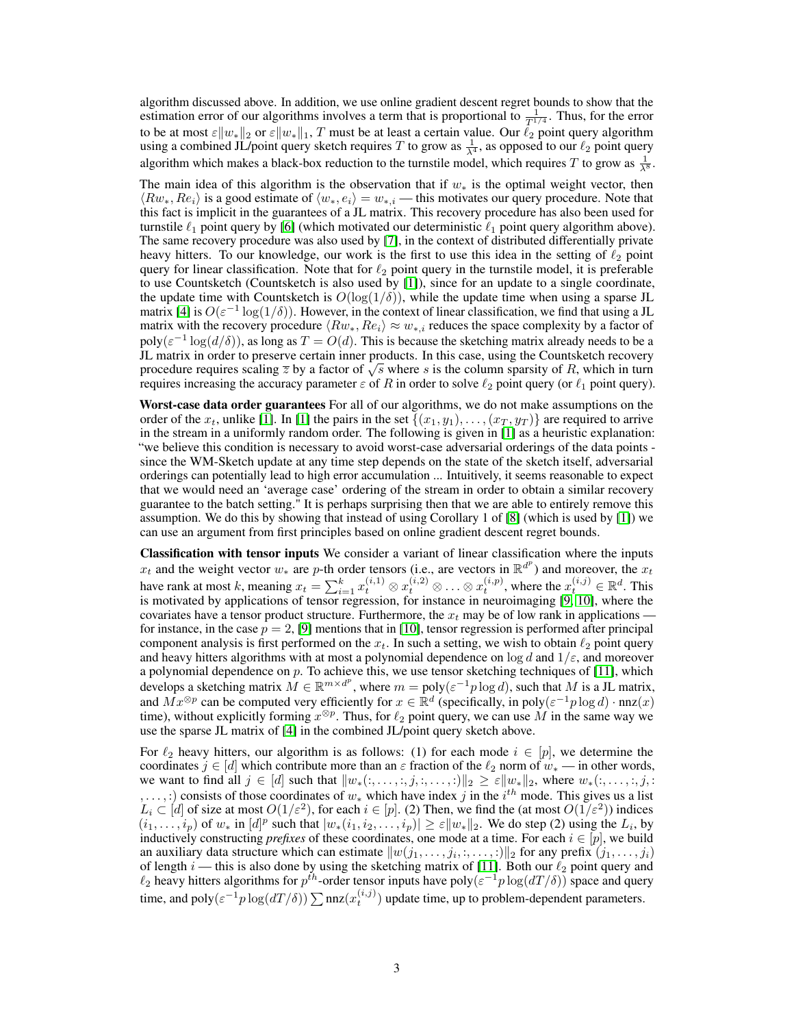algorithm discussed above. In addition, we use online gradient descent regret bounds to show that the estimation error of our algorithms involves a term that is proportional to $\frac{1}{T^{1/4}}$. Thus, for the error to be at most $\varepsilon\|w_*\|_2$ or $\varepsilon\|w_*\|_1$, $T$ must be at least a certain value. Our $\ell_2$ point query algorithm using a combined JL/point query sketch requires $T$ to grow as $\frac{1}{\lambda^4}$, as opposed to our $\ell_2$ point query algorithm which makes a black-box reduction to the turnstile model, which requires $T$ to grow as $\frac{1}{\lambda^8}$.

The main idea of this algorithm is the observation that if $w_*$ is the optimal weight vector, then $\langle Rw_*, Re_i\rangle$ is a good estimate of $\langle w_*, e_i\rangle = w_{*,i}$ — this motivates our query procedure. Note that this fact is implicit in the guarantees of a JL matrix. This recovery procedure has also been used for turnstile $\ell_1$ point query by [6] (which motivated our deterministic $\ell_1$ point query algorithm above). The same recovery procedure was also used by [7], in the context of distributed differentially private heavy hitters. To our knowledge, our work is the first to use this idea in the setting of $\ell_2$ point query for linear classification. Note that for $\ell_2$ point query in the turnstile model, it is preferable to use Countsketch (Countsketch is also used by [1]), since for an update to a single coordinate, the update time with Countsketch is $O(\log(1/\delta))$, while the update time when using a sparse JL matrix [4] is $O(\varepsilon^{-1}\log(1/\delta))$. However, in the context of linear classification, we find that using a JL matrix with the recovery procedure $\langle Rw_*, Re_i\rangle \approx w_{*,i}$ reduces the space complexity by a factor of $\text{poly}(\varepsilon^{-1}\log(d/\delta))$, as long as $T = O(d)$. This is because the sketching matrix already needs to be a JL matrix in order to preserve certain inner products. In this case, using the Countsketch recovery procedure requires scaling $\overline{z}$ by a factor of $\sqrt{s}$ where $s$ is the column sparsity of $R$, which in turn requires increasing the accuracy parameter $\varepsilon$ of $R$ in order to solve $\ell_2$ point query (or $\ell_1$ point query).

**Worst-case data order guarantees** For all of our algorithms, we do not make assumptions on the order of the $x_t$, unlike [1]. In [1] the pairs in the set $\{(x_1, y_1), \ldots, (x_T, y_T)\}$ are required to arrive in the stream in a uniformly random order. The following is given in [1] as a heuristic explanation: "we believe this condition is necessary to avoid worst-case adversarial orderings of the data points - since the WM-Sketch update at any time step depends on the state of the sketch itself, adversarial orderings can potentially lead to high error accumulation ... Intuitively, it seems reasonable to expect that we would need an 'average case' ordering of the stream in order to obtain a similar recovery guarantee to the batch setting." It is perhaps surprising then that we are able to entirely remove this assumption. We do this by showing that instead of using Corollary 1 of [8] (which is used by [1]) we can use an argument from first principles based on online gradient descent regret bounds.

**Classification with tensor inputs** We consider a variant of linear classification where the inputs $x_t$ and the weight vector $w_*$ are $p$-th order tensors (i.e., are vectors in $\mathbb{R}^{d^p}$) and moreover, the $x_t$ have rank at most $k$, meaning $x_t = \sum_{i=1}^k x_t^{(i,1)} \otimes x_t^{(i,2)} \otimes \ldots \otimes x_t^{(i,p)}$, where the $x_t^{(i,j)} \in \mathbb{R}^d$. This is motivated by applications of tensor regression, for instance in neuroimaging [9, 10], where the covariates have a tensor product structure. Furthermore, the $x_t$ may be of low rank in applications — for instance, in the case $p = 2$, [9] mentions that in [10], tensor regression is performed after principal component analysis is first performed on the $x_t$. In such a setting, we wish to obtain $\ell_2$ point query and heavy hitters algorithms with at most a polynomial dependence on $\log d$ and $1/\varepsilon$, and moreover a polynomial dependence on $p$. To achieve this, we use tensor sketching techniques of [11], which develops a sketching matrix $M \in \mathbb{R}^{m \times d^p}$, where $m = \text{poly}(\varepsilon^{-1} p \log d)$, such that $M$ is a JL matrix, and $Mx^{\otimes p}$ can be computed very efficiently for $x \in \mathbb{R}^d$ (specifically, in $\text{poly}(\varepsilon^{-1} p \log d) \cdot \text{nnz}(x)$ time), without explicitly forming $x^{\otimes p}$. Thus, for $\ell_2$ point query, we can use $M$ in the same way we use the sparse JL matrix of [4] in the combined JL/point query sketch above.

For $\ell_2$ heavy hitters, our algorithm is as follows: (1) for each mode $i \in [p]$, we determine the coordinates $j \in [d]$ which contribute more than an $\varepsilon$ fraction of the $\ell_2$ norm of $w_*$ — in other words, we want to find all $j \in [d]$ such that $\|w_*(:, \ldots, :, j, :, \ldots, :)\|_2 \geq \varepsilon\|w_*\|_2$, where $w_*(:, \ldots, :, j, :, \ldots, :)$ consists of those coordinates of $w_*$ which have index $j$ in the $i^{th}$ mode. This gives us a list $L_i \subset [d]$ of size at most $O(1/\varepsilon^2)$, for each $i \in [p]$. (2) Then, we find the (at most $O(1/\varepsilon^2)$) indices $(i_1, \ldots, i_p)$ of $w_*$ in $[d]^p$ such that $|w_*(i_1, i_2, \ldots, i_p)| \geq \varepsilon\|w_*\|_2$. We do step (2) using the $L_i$, by inductively constructing *prefixes* of these coordinates, one mode at a time. For each $i \in [p]$, we build an auxiliary data structure which can estimate $\|w(j_1, \ldots, j_i, :, \ldots, :)\|_2$ for any prefix $(j_1, \ldots, j_i)$ of length $i$ — this is also done by using the sketching matrix of [11]. Both our $\ell_2$ point query and $\ell_2$ heavy hitters algorithms for $p^{th}$-order tensor inputs have $\text{poly}(\varepsilon^{-1} p \log(dT/\delta))$ space and query time, and $\text{poly}(\varepsilon^{-1} p \log(dT/\delta)) \sum \text{nnz}(x_t^{(i,j)})$ update time, up to problem-dependent parameters.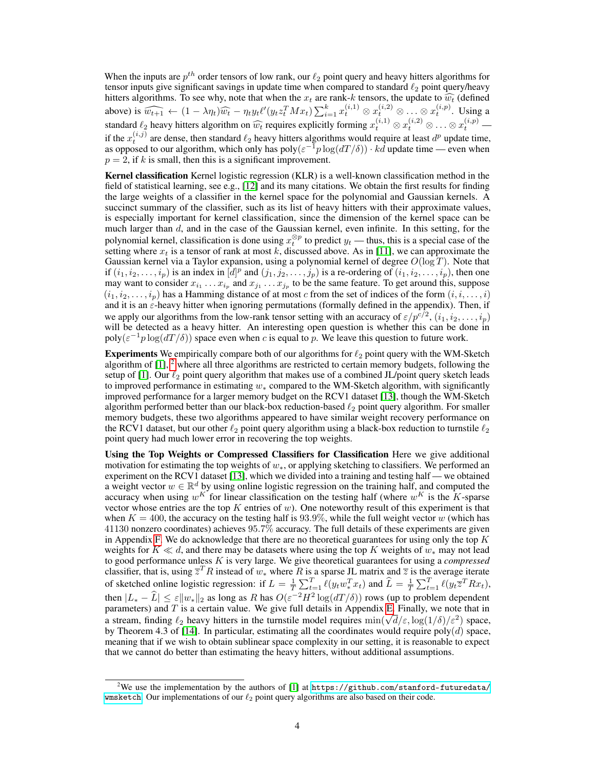When the inputs are $p^{th}$ order tensors of low rank, our $\ell_2$ point query and heavy hitters algorithms for tensor inputs give significant savings in update time when compared to standard $\ell_2$ point query/heavy hitters algorithms. To see why, note that when the $x_t$ are rank-$k$ tensors, the update to $\widehat{w_t}$ (defined above) is $\widehat{w_{t+1}} \leftarrow (1 - \lambda\eta_t)\widehat{w_t} - \eta_t y_t \ell'(y_t z_t^T M x_t) \sum_{i=1}^{k} x_t^{(i,1)} \otimes x_t^{(i,2)} \otimes \ldots \otimes x_t^{(i,p)}$. Using a standard $\ell_2$ heavy hitters algorithm on $\widehat{w_t}$ requires explicitly forming $x_t^{(i,1)} \otimes x_t^{(i,2)} \otimes \ldots \otimes x_t^{(i,p)}$ — if the $x_t^{(i,j)}$ are dense, then standard $\ell_2$ heavy hitters algorithms would require at least $d^p$ update time, as opposed to our algorithm, which only has $\text{poly}(\varepsilon^{-1} p \log(dT/\delta)) \cdot kd$ update time — even when $p = 2$, if $k$ is small, then this is a significant improvement.

**Kernel classification** Kernel logistic regression (KLR) is a well-known classification method in the field of statistical learning, see e.g., [12] and its many citations. We obtain the first results for finding the large weights of a classifier in the kernel space for the polynomial and Gaussian kernels. A succinct summary of the classifier, such as its list of heavy hitters with their approximate values, is especially important for kernel classification, since the dimension of the kernel space can be much larger than $d$, and in the case of the Gaussian kernel, even infinite. In this setting, for the polynomial kernel, classification is done using $x_t^{\otimes p}$ to predict $y_t$ — thus, this is a special case of the setting where $x_t$ is a tensor of rank at most $k$, discussed above. As in [11], we can approximate the Gaussian kernel via a Taylor expansion, using a polynomial kernel of degree $O(\log T)$. Note that if $(i_1, i_2, \ldots, i_p)$ is an index in $[d]^p$ and $(j_1, j_2, \ldots, j_p)$ is a re-ordering of $(i_1, i_2, \ldots, i_p)$, then one may want to consider $x_{i_1} \ldots x_{i_p}$ and $x_{j_1} \ldots x_{j_p}$ to be the same feature. To get around this, suppose $(i_1, i_2, \ldots, i_p)$ has a Hamming distance of at most $c$ from the set of indices of the form $(i, i, \ldots, i)$ and it is an $\varepsilon$-heavy hitter when ignoring permutations (formally defined in the appendix). Then, if we apply our algorithms from the low-rank tensor setting with an accuracy of $\varepsilon/p^{c/2}$, $(i_1, i_2, \ldots, i_p)$ will be detected as a heavy hitter. An interesting open question is whether this can be done in $\text{poly}(\varepsilon^{-1} p \log(dT/\delta))$ space even when $c$ is equal to $p$. We leave this question to future work.

**Experiments** We empirically compare both of our algorithms for $\ell_2$ point query with the WM-Sketch algorithm of [1],[2] where all three algorithms are restricted to certain memory budgets, following the setup of [1]. Our $\ell_2$ point query algorithm that makes use of a combined JL/point query sketch leads to improved performance in estimating $w_*$ compared to the WM-Sketch algorithm, with significantly improved performance for a larger memory budget on the RCV1 dataset [13], though the WM-Sketch algorithm performed better than our black-box reduction-based $\ell_2$ point query algorithm. For smaller memory budgets, these two algorithms appeared to have similar weight recovery performance on the RCV1 dataset, but our other $\ell_2$ point query algorithm using a black-box reduction to turnstile $\ell_2$ point query had much lower error in recovering the top weights.

**Using the Top Weights or Compressed Classifiers for Classification** Here we give additional motivation for estimating the top weights of $w_*$, or applying sketching to classifiers. We performed an experiment on the RCV1 dataset [13], which we divided into a training and testing half — we obtained a weight vector $w \in \mathbb{R}^d$ by using online logistic regression on the training half, and computed the accuracy when using $w^K$ for linear classification on the testing half (where $w^K$ is the $K$-sparse vector whose entries are the top $K$ entries of $w$). One noteworthy result of this experiment is that when $K = 400$, the accuracy on the testing half is $93.9\%$, while the full weight vector $w$ (which has $41130$ nonzero coordinates) achieves $95.7\%$ accuracy. The full details of these experiments are given in Appendix F. We do acknowledge that there are no theoretical guarantees for using only the top $K$ weights for $K \ll d$, and there may be datasets where using the top $K$ weights of $w_*$ may not lead to good performance unless $K$ is very large. We give theoretical guarantees for using a *compressed* classifier, that is, using $\overline{z}^T R$ instead of $w_*$ where $R$ is a sparse JL matrix and $\overline{z}$ is the average iterate of sketched online logistic regression: if $L = \frac{1}{T}\sum_{t=1}^{T} \ell(y_t w_*^T x_t)$ and $\widehat{L} = \frac{1}{T}\sum_{t=1}^{T} \ell(y_t \overline{z}^T R x_t)$, then $|L_* - \widehat{L}| \leq \varepsilon \|w_*\|_2$ as long as $R$ has $O(\varepsilon^{-2} H^2 \log(dT/\delta))$ rows (up to problem dependent parameters) and $T$ is a certain value. We give full details in Appendix E. Finally, we note that in a stream, finding $\ell_2$ heavy hitters in the turnstile model requires $\min(\sqrt{d}/\varepsilon, \log(1/\delta)/\varepsilon^2)$ space, by Theorem 4.3 of [14]. In particular, estimating all the coordinates would require $\text{poly}(d)$ space, meaning that if we wish to obtain sublinear space complexity in our setting, it is reasonable to expect that we cannot do better than estimating the heavy hitters, without additional assumptions.

[2] We use the implementation by the authors of [1] at https://github.com/stanford-futuredata/wmsketch. Our implementations of our $\ell_2$ point query algorithms are also based on their code.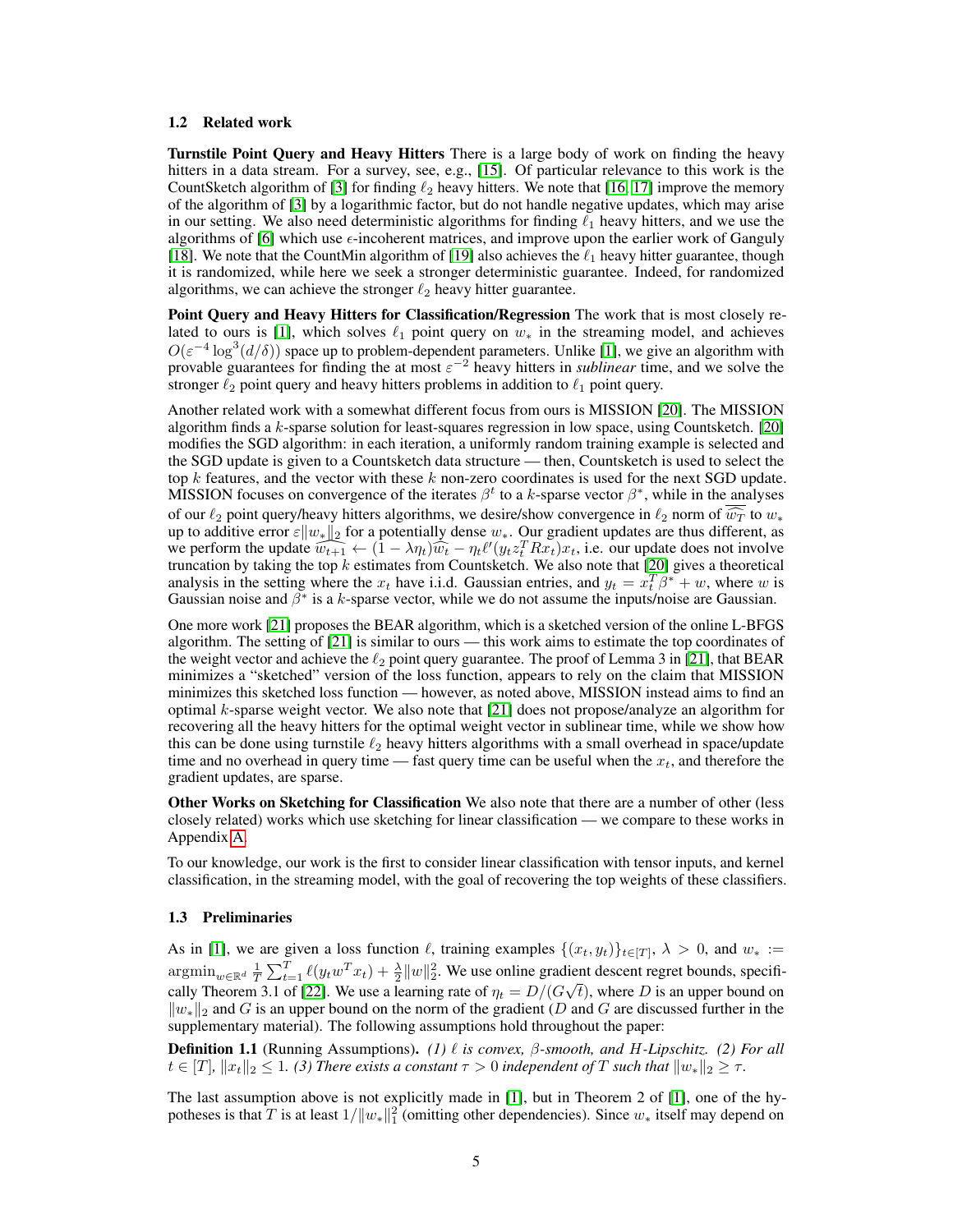### 1.2 Related work

**Turnstile Point Query and Heavy Hitters** There is a large body of work on finding the heavy hitters in a data stream. For a survey, see, e.g., [15]. Of particular relevance to this work is the CountSketch algorithm of [3] for finding $\ell_2$ heavy hitters. We note that [16, 17] improve the memory of the algorithm of [3] by a logarithmic factor, but do not handle negative updates, which may arise in our setting. We also need deterministic algorithms for finding $\ell_1$ heavy hitters, and we use the algorithms of [6] which use $\epsilon$-incoherent matrices, and improve upon the earlier work of Ganguly [18]. We note that the CountMin algorithm of [19] also achieves the $\ell_1$ heavy hitter guarantee, though it is randomized, while here we seek a stronger deterministic guarantee. Indeed, for randomized algorithms, we can achieve the stronger $\ell_2$ heavy hitter guarantee.

**Point Query and Heavy Hitters for Classification/Regression** The work that is most closely related to ours is [1], which solves $\ell_1$ point query on $w_*$ in the streaming model, and achieves $O(\varepsilon^{-4}\log^3(d/\delta))$ space up to problem-dependent parameters. Unlike [1], we give an algorithm with provable guarantees for finding the at most $\varepsilon^{-2}$ heavy hitters in *sublinear* time, and we solve the stronger $\ell_2$ point query and heavy hitters problems in addition to $\ell_1$ point query.

Another related work with a somewhat different focus from ours is MISSION [20]. The MISSION algorithm finds a $k$-sparse solution for least-squares regression in low space, using Countsketch. [20] modifies the SGD algorithm: in each iteration, a uniformly random training example is selected and the SGD update is given to a Countsketch data structure — then, Countsketch is used to select the top $k$ features, and the vector with these $k$ non-zero coordinates is used for the next SGD update. MISSION focuses on convergence of the iterates $\beta^t$ to a $k$-sparse vector $\beta^*$, while in the analyses of our $\ell_2$ point query/heavy hitters algorithms, we desire/show convergence in $\ell_2$ norm of $\widehat{w_T}$ to $w_*$ up to additive error $\varepsilon\|w_*\|_2$ for a potentially dense $w_*$. Our gradient updates are thus different, as we perform the update $\widehat{w_{t+1}} \leftarrow (1-\lambda\eta_t)\widehat{w_t} - \eta_t\ell'(y_t z_t^T R x_t)x_t$, i.e. our update does not involve truncation by taking the top $k$ estimates from Countsketch. We also note that [20] gives a theoretical analysis in the setting where the $x_t$ have i.i.d. Gaussian entries, and $y_t = x_t^T\beta^* + w$, where $w$ is Gaussian noise and $\beta^*$ is a $k$-sparse vector, while we do not assume the inputs/noise are Gaussian.

One more work [21] proposes the BEAR algorithm, which is a sketched version of the online L-BFGS algorithm. The setting of [21] is similar to ours — this work aims to estimate the top coordinates of the weight vector and achieve the $\ell_2$ point query guarantee. The proof of Lemma 3 in [21], that BEAR minimizes a "sketched" version of the loss function, appears to rely on the claim that MISSION minimizes this sketched loss function — however, as noted above, MISSION instead aims to find an optimal $k$-sparse weight vector. We also note that [21] does not propose/analyze an algorithm for recovering all the heavy hitters for the optimal weight vector in sublinear time, while we show how this can be done using turnstile $\ell_2$ heavy hitters algorithms with a small overhead in space/update time and no overhead in query time — fast query time can be useful when the $x_t$, and therefore the gradient updates, are sparse.

**Other Works on Sketching for Classification** We also note that there are a number of other (less closely related) works which use sketching for linear classification — we compare to these works in Appendix A.

To our knowledge, our work is the first to consider linear classification with tensor inputs, and kernel classification, in the streaming model, with the goal of recovering the top weights of these classifiers.

### 1.3 Preliminaries

As in [1], we are given a loss function $\ell$, training examples $\{(x_t, y_t)\}_{t\in[T]}$, $\lambda > 0$, and $w_* := \operatorname{argmin}_{w\in\mathbb{R}^d} \frac{1}{T}\sum_{t=1}^{T}\ell(y_t w^T x_t) + \frac{\lambda}{2}\|w\|_2^2$. We use online gradient descent regret bounds, specifically Theorem 3.1 of [22]. We use a learning rate of $\eta_t = D/(G\sqrt{t})$, where $D$ is an upper bound on $\|w_*\|_2$ and $G$ is an upper bound on the norm of the gradient ($D$ and $G$ are discussed further in the supplementary material). The following assumptions hold throughout the paper:

**Definition 1.1** (Running Assumptions). *(1) $\ell$ is convex, $\beta$-smooth, and $H$-Lipschitz. (2) For all $t \in [T]$, $\|x_t\|_2 \le 1$. (3) There exists a constant $\tau > 0$ independent of $T$ such that $\|w_*\|_2 \ge \tau$.*

The last assumption above is not explicitly made in [1], but in Theorem 2 of [1], one of the hypotheses is that $T$ is at least $1/\|w_*\|_1^2$ (omitting other dependencies). Since $w_*$ itself may depend on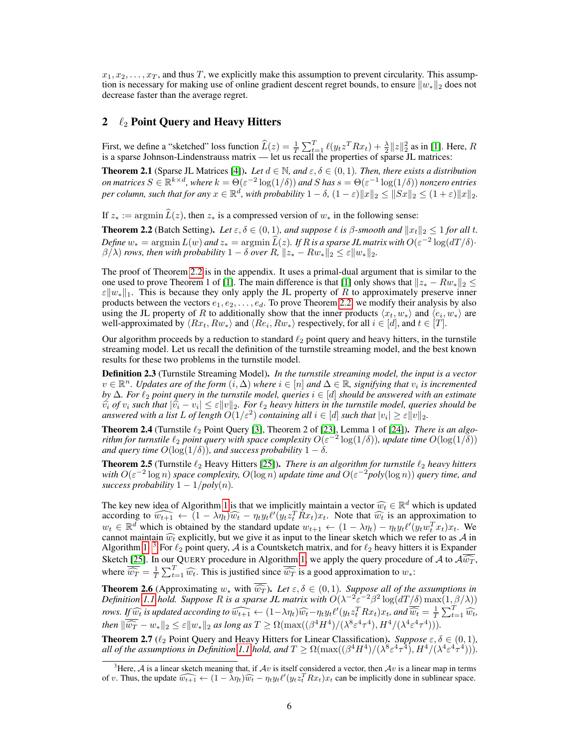$x_1, x_2, \ldots, x_T$, and thus $T$, we explicitly make this assumption to prevent circularity. This assumption is necessary for making use of online gradient descent regret bounds, to ensure $\|w_*\|_2$ does not decrease faster than the average regret.

## 2 $\ell_2$ Point Query and Heavy Hitters

First, we define a "sketched" loss function $\widehat{L}(z) = \frac{1}{T}\sum_{t=1}^{T} \ell(y_t z^T R x_t) + \frac{\lambda}{2}\|z\|_2^2$ as in [1]. Here, $R$ is a sparse Johnson-Lindenstrauss matrix — let us recall the properties of sparse JL matrices:

**Theorem 2.1** (Sparse JL Matrices [4]). *Let $d \in \mathbb{N}$, and $\varepsilon, \delta \in (0, 1)$. Then, there exists a distribution on matrices $S \in \mathbb{R}^{k \times d}$, where $k = \Theta(\varepsilon^{-2}\log(1/\delta))$ and $S$ has $s = \Theta(\varepsilon^{-1}\log(1/\delta))$ nonzero entries per column, such that for any $x \in \mathbb{R}^d$, with probability $1 - \delta$, $(1 - \varepsilon)\|x\|_2 \leq \|Sx\|_2 \leq (1 + \varepsilon)\|x\|_2$.*

If $z_* := \operatorname{argmin} \widehat{L}(z)$, then $z_*$ is a compressed version of $w_*$ in the following sense:

**Theorem 2.2** (Batch Setting). *Let $\varepsilon, \delta \in (0, 1)$, and suppose $\ell$ is $\beta$-smooth and $\|x_t\|_2 \leq 1$ for all $t$. Define $w_* = \operatorname{argmin} L(w)$ and $z_* = \operatorname{argmin} \widehat{L}(z)$. If $R$ is a sparse JL matrix with $O(\varepsilon^{-2}\log(dT/\delta) \cdot \beta/\lambda)$ rows, then with probability $1 - \delta$ over $R$, $\|z_* - Rw_*\|_2 \leq \varepsilon\|w_*\|_2$.*

The proof of Theorem 2.2 is in the appendix. It uses a primal-dual argument that is similar to the one used to prove Theorem 1 of [1]. The main difference is that [1] only shows that $\|z_* - Rw_*\|_2 \leq \varepsilon\|w_*\|_1$. This is because they only apply the JL property of $R$ to approximately preserve inner products between the vectors $e_1, e_2, \ldots, e_d$. To prove Theorem 2.2, we modify their analysis by also using the JL property of $R$ to additionally show that the inner products $\langle x_t, w_*\rangle$ and $\langle e_i, w_*\rangle$ are well-approximated by $\langle Rx_t, Rw_*\rangle$ and $\langle Re_i, Rw_*\rangle$ respectively, for all $i \in [d]$, and $t \in [T]$.

Our algorithm proceeds by a reduction to standard $\ell_2$ point query and heavy hitters, in the turnstile streaming model. Let us recall the definition of the turnstile streaming model, and the best known results for these two problems in the turnstile model.

**Definition 2.3** (Turnstile Streaming Model). *In the turnstile streaming model, the input is a vector $v \in \mathbb{R}^n$. Updates are of the form $(i, \Delta)$ where $i \in [n]$ and $\Delta \in \mathbb{R}$, signifying that $v_i$ is incremented by $\Delta$. For $\ell_2$ point query in the turnstile model, queries $i \in [d]$ should be answered with an estimate $\widehat{v_i}$ of $v_i$ such that $|\widehat{v_i} - v_i| \leq \varepsilon\|v\|_2$. For $\ell_2$ heavy hitters in the turnstile model, queries should be answered with a list $L$ of length $O(1/\varepsilon^2)$ containing all $i \in [d]$ such that $|v_i| \geq \varepsilon\|v\|_2$.*

**Theorem 2.4** (Turnstile $\ell_2$ Point Query [3], Theorem 2 of [23], Lemma 1 of [24]). *There is an algorithm for turnstile $\ell_2$ point query with space complexity $O(\varepsilon^{-2}\log(1/\delta))$, update time $O(\log(1/\delta))$ and query time $O(\log(1/\delta))$, and success probability $1 - \delta$.*

**Theorem 2.5** (Turnstile $\ell_2$ Heavy Hitters [25]). *There is an algorithm for turnstile $\ell_2$ heavy hitters with $O(\varepsilon^{-2}\log n)$ space complexity, $O(\log n)$ update time and $O(\varepsilon^{-2} poly(\log n))$ query time, and success probability $1 - 1/poly(n)$.*

The key new idea of Algorithm 1 is that we implicitly maintain a vector $\widehat{w_t} \in \mathbb{R}^d$ which is updated according to $\widehat{w_{t+1}} \leftarrow (1 - \lambda\eta_t)\widehat{w_t} - \eta_t y_t \ell'(y_t z_t^T R x_t) x_t$. Note that $\widehat{w_t}$ is an approximation to $w_t \in \mathbb{R}^d$ which is obtained by the standard update $w_{t+1} \leftarrow (1 - \lambda\eta_t) - \eta_t y_t \ell'(y_t w_t^T x_t) x_t$. We cannot maintain $\widehat{w_t}$ explicitly, but we give it as input to the linear sketch which we refer to as $\mathcal{A}$ in Algorithm 1.[3] For $\ell_2$ point query, $\mathcal{A}$ is a Countsketch matrix, and for $\ell_2$ heavy hitters it is Expander Sketch [25]. In our QUERY procedure in Algorithm 1, we apply the query procedure of $\mathcal{A}$ to $\mathcal{A}\overline{\widehat{w_T}}$, where $\overline{\widehat{w_T}} = \frac{1}{T}\sum_{t=1}^{T} \widehat{w_t}$. This is justified since $\overline{\widehat{w_T}}$ is a good approximation to $w_*$:

**Theorem 2.6** (Approximating $w_*$ with $\overline{\widehat{w_T}}$). *Let $\varepsilon, \delta \in (0, 1)$. Suppose all of the assumptions in Definition 1.1 hold. Suppose $R$ is a sparse JL matrix with $O(\lambda^{-2}\varepsilon^{-2}\beta^2\log(dT/\delta)\max(1, \beta/\lambda))$ rows. If $\widehat{w_t}$ is updated according to $\widehat{w_{t+1}} \leftarrow (1 - \lambda\eta_t)\widehat{w_t} - \eta_t y_t \ell'(y_t z_t^T R x_t) x_t$, and $\overline{\widehat{w_t}} = \frac{1}{T}\sum_{t=1}^{T}\widehat{w_t}$, then $\|\overline{\widehat{w_T}} - w_*\|_2 \leq \varepsilon\|w_*\|_2$ as long as $T \geq \Omega(\max((\beta^4 H^4)/(\lambda^8\varepsilon^4\tau^4), H^4/(\lambda^4\varepsilon^4\tau^4)))$.*

**Theorem 2.7** ($\ell_2$ Point Query and Heavy Hitters for Linear Classification). *Suppose $\varepsilon, \delta \in (0, 1)$, all of the assumptions in Definition 1.1 hold, and $T \geq \Omega(\max((\beta^4 H^4)/(\lambda^8\varepsilon^4\tau^4), H^4/(\lambda^4\varepsilon^4\tau^4)))$.*

[3] Here, $\mathcal{A}$ is a linear sketch meaning that, if $\mathcal{A}v$ is itself considered a vector, then $\mathcal{A}v$ is a linear map in terms of $v$. Thus, the update $\widehat{w_{t+1}} \leftarrow (1 - \lambda\eta_t)\widehat{w_t} - \eta_t y_t \ell'(y_t z_t^T R x_t) x_t$ can be implicitly done in sublinear space.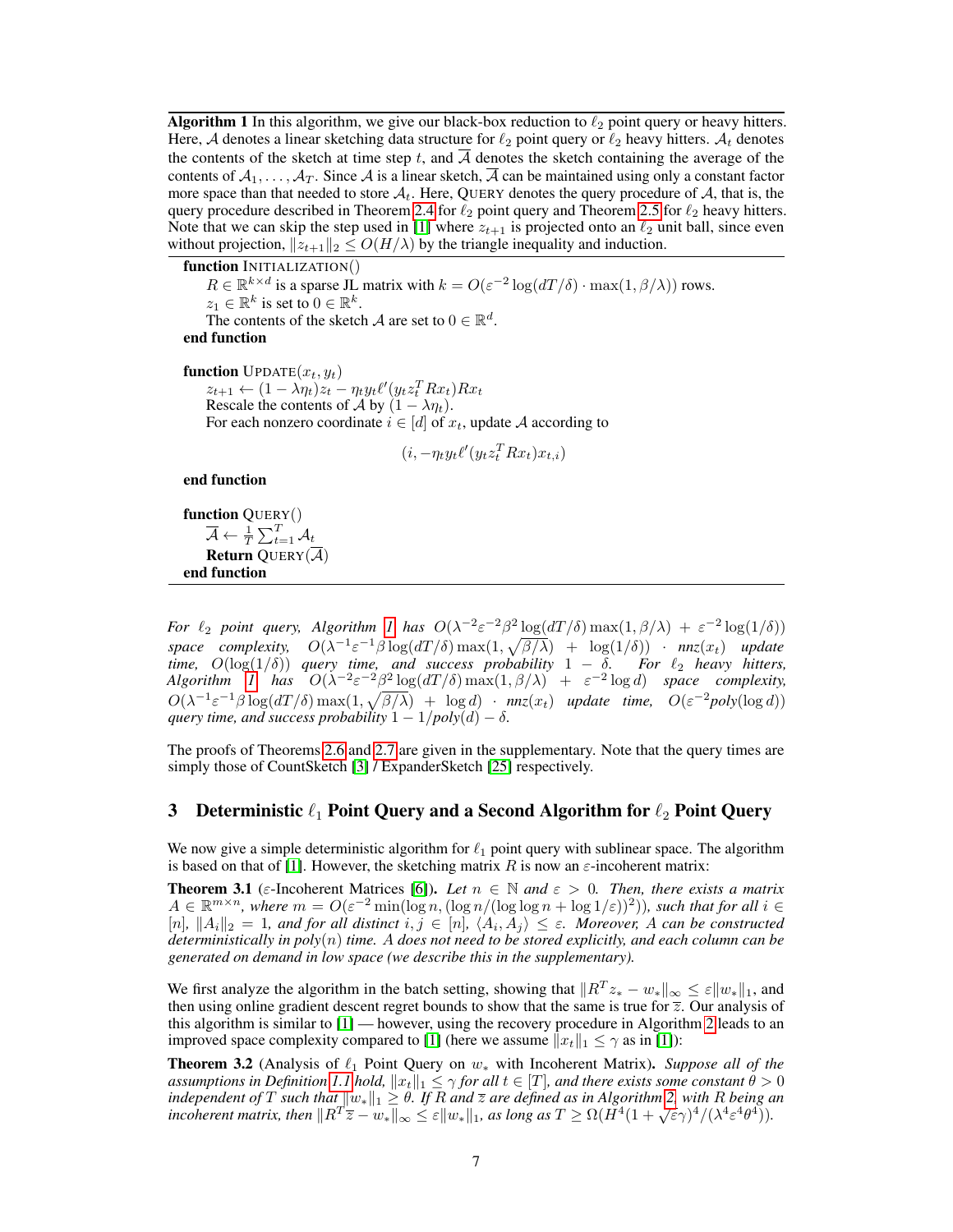**Algorithm 1** In this algorithm, we give our black-box reduction to $\ell_2$ point query or heavy hitters. Here, $\mathcal{A}$ denotes a linear sketching data structure for $\ell_2$ point query or $\ell_2$ heavy hitters. $\mathcal{A}_t$ denotes the contents of the sketch at time step $t$, and $\overline{\mathcal{A}}$ denotes the sketch containing the average of the contents of $\mathcal{A}_1, \ldots, \mathcal{A}_T$. Since $\mathcal{A}$ is a linear sketch, $\overline{\mathcal{A}}$ can be maintained using only a constant factor more space than that needed to store $\mathcal{A}_t$. Here, QUERY denotes the query procedure of $\mathcal{A}$, that is, the query procedure described in Theorem 2.4 for $\ell_2$ point query and Theorem 2.5 for $\ell_2$ heavy hitters. Note that we can skip the step used in [1] where $z_{t+1}$ is projected onto an $\ell_2$ unit ball, since even without projection, $\|z_{t+1}\|_2 \leq O(H/\lambda)$ by the triangle inequality and induction.

**function** INITIALIZATION()
  $R \in \mathbb{R}^{k \times d}$ is a sparse JL matrix with $k = O(\varepsilon^{-2} \log(dT/\delta) \cdot \max(1, \beta/\lambda))$ rows.
  $z_1 \in \mathbb{R}^k$ is set to $0 \in \mathbb{R}^k$.
  The contents of the sketch $\mathcal{A}$ are set to $0 \in \mathbb{R}^d$.
**end function**

**function** UPDATE($x_t, y_t$)
  $z_{t+1} \leftarrow (1 - \lambda\eta_t)z_t - \eta_t y_t \ell'(y_t z_t^T R x_t) R x_t$
  Rescale the contents of $\mathcal{A}$ by $(1 - \lambda\eta_t)$.
  For each nonzero coordinate $i \in [d]$ of $x_t$, update $\mathcal{A}$ according to

$$(i, -\eta_t y_t \ell'(y_t z_t^T R x_t) x_{t,i})$$

**end function**

**function** QUERY()
  $\overline{\mathcal{A}} \leftarrow \frac{1}{T}\sum_{t=1}^T \mathcal{A}_t$
  **Return** QUERY($\overline{\mathcal{A}}$)
**end function**

*For $\ell_2$ point query, Algorithm 1 has $O(\lambda^{-2}\varepsilon^{-2}\beta^2 \log(dT/\delta) \max(1, \beta/\lambda) + \varepsilon^{-2}\log(1/\delta))$ space complexity, $O(\lambda^{-1}\varepsilon^{-1}\beta \log(dT/\delta) \max(1, \sqrt{\beta/\lambda}) + \log(1/\delta)) \cdot nnz(x_t)$ update time, $O(\log(1/\delta))$ query time, and success probability $1 - \delta$. For $\ell_2$ heavy hitters, Algorithm 1 has $O(\lambda^{-2}\varepsilon^{-2}\beta^2 \log(dT/\delta) \max(1, \beta/\lambda) + \varepsilon^{-2}\log d)$ space complexity, $O(\lambda^{-1}\varepsilon^{-1}\beta \log(dT/\delta) \max(1, \sqrt{\beta/\lambda}) + \log d) \cdot nnz(x_t)$ update time, $O(\varepsilon^{-2} poly(\log d))$ query time, and success probability $1 - 1/poly(d) - \delta$.*

The proofs of Theorems 2.6 and 2.7 are given in the supplementary. Note that the query times are simply those of CountSketch [3] / ExpanderSketch [25] respectively.

## 3 Deterministic $\ell_1$ Point Query and a Second Algorithm for $\ell_2$ Point Query

We now give a simple deterministic algorithm for $\ell_1$ point query with sublinear space. The algorithm is based on that of [1]. However, the sketching matrix $R$ is now an $\varepsilon$-incoherent matrix:

**Theorem 3.1** ($\varepsilon$-Incoherent Matrices [6]). *Let $n \in \mathbb{N}$ and $\varepsilon > 0$. Then, there exists a matrix $A \in \mathbb{R}^{m \times n}$, where $m = O(\varepsilon^{-2} \min(\log n, (\log n / (\log \log n + \log 1/\varepsilon))^2))$, such that for all $i \in [n]$, $\|A_i\|_2 = 1$, and for all distinct $i, j \in [n]$, $\langle A_i, A_j \rangle \leq \varepsilon$. Moreover, $A$ can be constructed deterministically in $poly(n)$ time. $A$ does not need to be stored explicitly, and each column can be generated on demand in low space (we describe this in the supplementary).*

We first analyze the algorithm in the batch setting, showing that $\|R^T z_* - w_*\|_\infty \leq \varepsilon \|w_*\|_1$, and then using online gradient descent regret bounds to show that the same is true for $\overline{z}$. Our analysis of this algorithm is similar to [1] — however, using the recovery procedure in Algorithm 2 leads to an improved space complexity compared to [1] (here we assume $\|x_t\|_1 \leq \gamma$ as in [1]):

**Theorem 3.2** (Analysis of $\ell_1$ Point Query on $w_*$ with Incoherent Matrix). *Suppose all of the assumptions in Definition 1.1 hold, $\|x_t\|_1 \leq \gamma$ for all $t \in [T]$, and there exists some constant $\theta > 0$ independent of $T$ such that $\|w_*\|_1 \geq \theta$. If $R$ and $\overline{z}$ are defined as in Algorithm 2, with $R$ being an incoherent matrix, then $\|R^T \overline{z} - w_*\|_\infty \leq \varepsilon \|w_*\|_1$, as long as $T \geq \Omega(H^4(1 + \sqrt{\varepsilon}\gamma)^4 / (\lambda^4 \varepsilon^4 \theta^4))$.*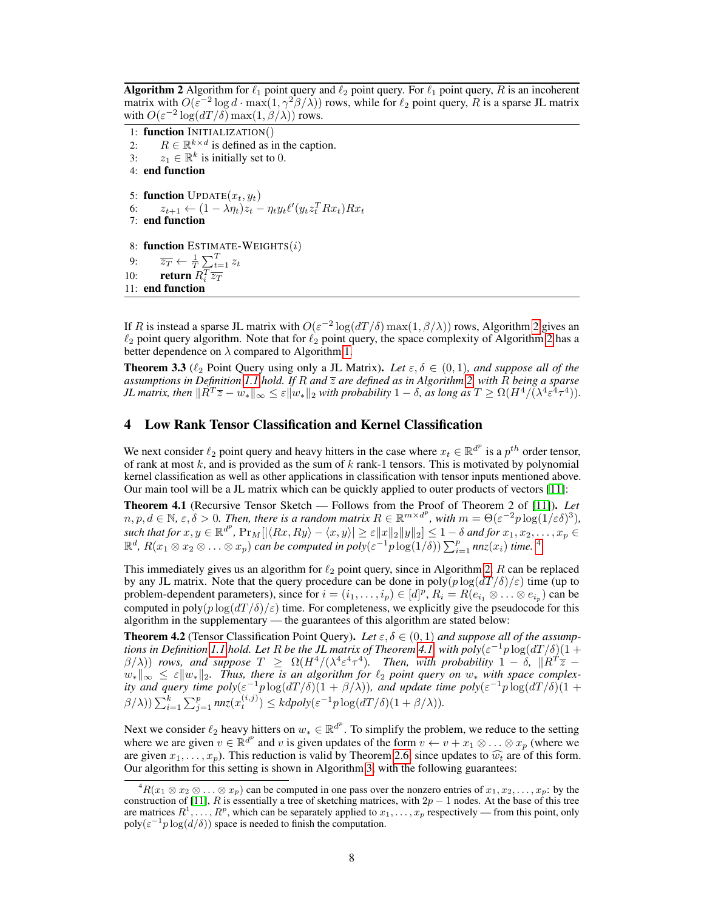**Algorithm 2** Algorithm for $\ell_1$ point query and $\ell_2$ point query. For $\ell_1$ point query, $R$ is an incoherent matrix with $O(\varepsilon^{-2}\log d \cdot \max(1, \gamma^2\beta/\lambda))$ rows, while for $\ell_2$ point query, $R$ is a sparse JL matrix with $O(\varepsilon^{-2}\log(dT/\delta)\max(1, \beta/\lambda))$ rows.

```
1: function INITIALIZATION()
2:     R ∈ ℝ^{k×d} is defined as in the caption.
3:     z_1 ∈ ℝ^k is initially set to 0.
4: end function

5: function UPDATE(x_t, y_t)
6:     z_{t+1} ← (1 − λη_t) z_t − η_t y_t ℓ'(y_t z_t^T R x_t) R x_t
7: end function

8: function ESTIMATE-WEIGHTS(i)
9:     \overline{z_T} ← (1/T) Σ_{t=1}^{T} z_t
10:    return R_i^T \overline{z_T}
11: end function
```

If $R$ is instead a sparse JL matrix with $O(\varepsilon^{-2}\log(dT/\delta)\max(1, \beta/\lambda))$ rows, Algorithm 2 gives an $\ell_2$ point query algorithm. Note that for $\ell_2$ point query, the space complexity of Algorithm 2 has a better dependence on $\lambda$ compared to Algorithm 1.

**Theorem 3.3** ($\ell_2$ Point Query using only a JL Matrix). *Let $\varepsilon, \delta \in (0, 1)$, and suppose all of the assumptions in Definition 1.1 hold. If $R$ and $\overline{z}$ are defined as in Algorithm 2, with $R$ being a sparse JL matrix, then $\|R^T\overline{z} - w_*\|_\infty \leq \varepsilon\|w_*\|_2$ with probability $1 - \delta$, as long as $T \geq \Omega(H^4/(\lambda^4\varepsilon^4\tau^4))$.*

## 4 Low Rank Tensor Classification and Kernel Classification

We next consider $\ell_2$ point query and heavy hitters in the case where $x_t \in \mathbb{R}^{d^p}$ is a $p^{th}$ order tensor, of rank at most $k$, and is provided as the sum of $k$ rank-1 tensors. This is motivated by polynomial kernel classification as well as other applications in classification with tensor inputs mentioned above. Our main tool will be a JL matrix which can be quickly applied to outer products of vectors [11]:

**Theorem 4.1** (Recursive Tensor Sketch — Follows from the Proof of Theorem 2 of [11]). *Let $n, p, d \in \mathbb{N}$, $\varepsilon, \delta > 0$. Then, there is a random matrix $R \in \mathbb{R}^{m \times d^p}$, with $m = \Theta(\varepsilon^{-2}p\log(1/\varepsilon\delta)^3)$, such that for $x, y \in \mathbb{R}^{d^p}$, $\Pr_M[|\langle Rx, Ry\rangle - \langle x, y\rangle| \geq \varepsilon\|x\|_2\|y\|_2] \leq 1 - \delta$ and for $x_1, x_2, \ldots, x_p \in \mathbb{R}^d$, $R(x_1 \otimes x_2 \otimes \ldots \otimes x_p)$ can be computed in $\text{poly}(\varepsilon^{-1}p\log(1/\delta))\sum_{i=1}^p nnz(x_i)$ time.* [4]

This immediately gives us an algorithm for $\ell_2$ point query, since in Algorithm 2, $R$ can be replaced by any JL matrix. Note that the query procedure can be done in $\text{poly}(p\log(dT/\delta)/\varepsilon)$ time (up to problem-dependent parameters), since for $i = (i_1, \ldots, i_p) \in [d]^p$, $R_i = R(e_{i_1} \otimes \ldots \otimes e_{i_p})$ can be computed in $\text{poly}(p\log(dT/\delta)/\varepsilon)$ time. For completeness, we explicitly give the pseudocode for this algorithm in the supplementary — the guarantees of this algorithm are stated below:

**Theorem 4.2** (Tensor Classification Point Query). *Let $\varepsilon, \delta \in (0, 1)$ and suppose all of the assumptions in Definition 1.1 hold. Let $R$ be the JL matrix of Theorem 4.1 with $\text{poly}(\varepsilon^{-1}p\log(dT/\delta)(1 + \beta/\lambda))$ rows, and suppose $T \geq \Omega(H^4/(\lambda^4\varepsilon^4\tau^4))$. Then, with probability $1 - \delta$, $\|R^T\overline{z} - w_*\|_\infty \leq \varepsilon\|w_*\|_2$. Thus, there is an algorithm for $\ell_2$ point query on $w_*$ with space complexity and query time $\text{poly}(\varepsilon^{-1}p\log(dT/\delta)(1 + \beta/\lambda))$, and update time $\text{poly}(\varepsilon^{-1}p\log(dT/\delta)(1 + \beta/\lambda))\sum_{i=1}^k\sum_{j=1}^p nnz(x_t^{(i,j)}) \leq kd\,\text{poly}(\varepsilon^{-1}p\log(dT/\delta)(1 + \beta/\lambda))$.*

Next we consider $\ell_2$ heavy hitters on $w_* \in \mathbb{R}^{d^p}$. To simplify the problem, we reduce to the setting where we are given $v \in \mathbb{R}^{d^p}$ and $v$ is given updates of the form $v \leftarrow v + x_1 \otimes \ldots \otimes x_p$ (where we are given $x_1, \ldots, x_p$). This reduction is valid by Theorem 2.6, since updates to $\widehat{w_t}$ are of this form. Our algorithm for this setting is shown in Algorithm 3, with the following guarantees:

[4] $R(x_1 \otimes x_2 \otimes \ldots \otimes x_p)$ can be computed in one pass over the nonzero entries of $x_1, x_2, \ldots, x_p$: by the construction of [11], $R$ is essentially a tree of sketching matrices, with $2p - 1$ nodes. At the base of this tree are matrices $R^1, \ldots, R^p$, which can be separately applied to $x_1, \ldots, x_p$ respectively — from this point, only $\text{poly}(\varepsilon^{-1}p\log(d/\delta))$ space is needed to finish the computation.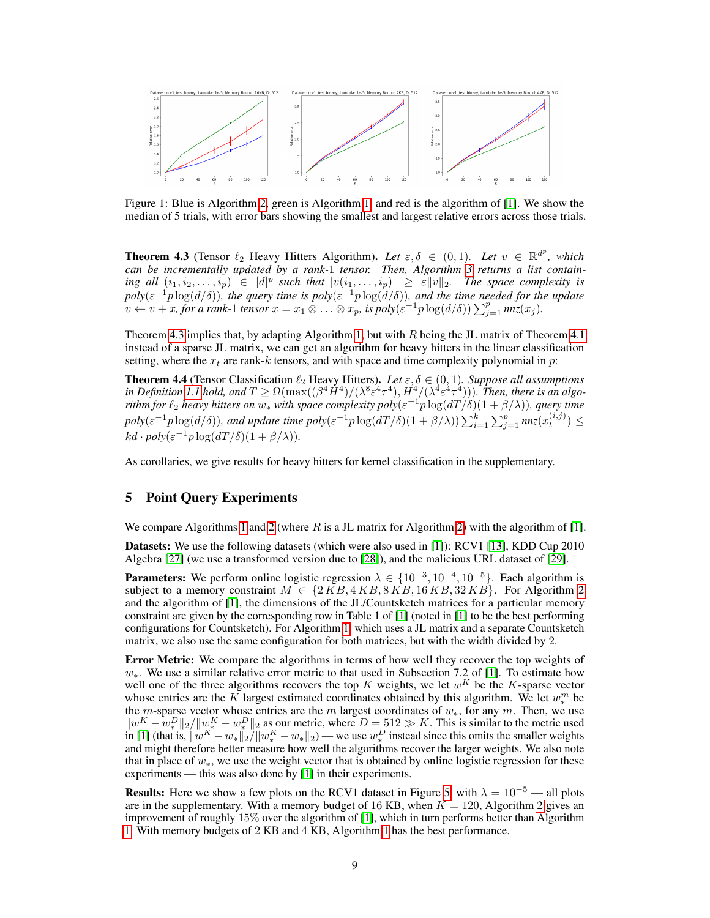Figure 1: Blue is Algorithm 2, green is Algorithm 1, and red is the algorithm of [1]. We show the median of 5 trials, with error bars showing the smallest and largest relative errors across those trials.

**Theorem 4.3** (Tensor $\ell_2$ Heavy Hitters Algorithm). *Let $\varepsilon, \delta \in (0,1)$. Let $v \in \mathbb{R}^{d^p}$, which can be incrementally updated by a rank-1 tensor. Then, Algorithm 3 returns a list containing all $(i_1, i_2, \ldots, i_p) \in [d]^p$ such that $|v(i_1, \ldots, i_p)| \geq \varepsilon \|v\|_2$. The space complexity is poly$(\varepsilon^{-1} p \log(d/\delta))$, the query time is poly$(\varepsilon^{-1} p \log(d/\delta))$, and the time needed for the update $v \leftarrow v + x$, for a rank-1 tensor $x = x_1 \otimes \ldots \otimes x_p$, is poly$(\varepsilon^{-1} p \log(d/\delta)) \sum_{j=1}^{p} nnz(x_j)$.*

Theorem 4.3 implies that, by adapting Algorithm 1, but with $R$ being the JL matrix of Theorem 4.1 instead of a sparse JL matrix, we can get an algorithm for heavy hitters in the linear classification setting, where the $x_t$ are rank-$k$ tensors, and with space and time complexity polynomial in $p$:

**Theorem 4.4** (Tensor Classification $\ell_2$ Heavy Hitters). *Let $\varepsilon, \delta \in (0,1)$. Suppose all assumptions in Definition 1.1 hold, and $T \geq \Omega(\max((\beta^4 H^4)/(\lambda^8 \varepsilon^4 \tau^4), H^4/(\lambda^4 \varepsilon^4 \tau^4)))$. Then, there is an algorithm for $\ell_2$ heavy hitters on $w_*$ with space complexity poly$(\varepsilon^{-1} p \log(dT/\delta)(1 + \beta/\lambda))$, query time poly$(\varepsilon^{-1} p \log(d/\delta))$, and update time poly$(\varepsilon^{-1} p \log(dT/\delta)(1 + \beta/\lambda)) \sum_{i=1}^{k} \sum_{j=1}^{p} nnz(x_t^{(i,j)}) \leq kd \cdot$ poly$(\varepsilon^{-1} p \log(dT/\delta)(1 + \beta/\lambda))$.*

As corollaries, we give results for heavy hitters for kernel classification in the supplementary.

## 5 Point Query Experiments

We compare Algorithms 1 and 2 (where $R$ is a JL matrix for Algorithm 2) with the algorithm of [1].

**Datasets:** We use the following datasets (which were also used in [1]): RCV1 [13], KDD Cup 2010 Algebra [27] (we use a transformed version due to [28]), and the malicious URL dataset of [29].

**Parameters:** We perform online logistic regression $\lambda \in \{10^{-3}, 10^{-4}, 10^{-5}\}$. Each algorithm is subject to a memory constraint $M \in \{2\,KB, 4\,KB, 8\,KB, 16\,KB, 32\,KB\}$. For Algorithm 2 and the algorithm of [1], the dimensions of the JL/Countsketch matrices for a particular memory constraint are given by the corresponding row in Table 1 of [1] (noted in [1] to be the best performing configurations for Countsketch). For Algorithm 1, which uses a JL matrix and a separate Countsketch matrix, we also use the same configuration for both matrices, but with the width divided by 2.

**Error Metric:** We compare the algorithms in terms of how well they recover the top weights of $w_*$. We use a similar relative error metric to that used in Subsection 7.2 of [1]. To estimate how well one of the three algorithms recovers the top $K$ weights, we let $w^K$ be the $K$-sparse vector whose entries are the $K$ largest estimated coordinates obtained by this algorithm. We let $w_*^m$ be the $m$-sparse vector whose entries are the $m$ largest coordinates of $w_*$, for any $m$. Then, we use $\|w^K - w_*^D\|_2 / \|w_*^K - w_*^D\|_2$ as our metric, where $D = 512 \gg K$. This is similar to the metric used in [1] (that is, $\|w^K - w_*\|_2 / \|w_*^K - w_*\|_2$) — we use $w_*^D$ instead since this omits the smaller weights and might therefore better measure how well the algorithms recover the larger weights. We also note that in place of $w_*$, we use the weight vector that is obtained by online logistic regression for these experiments — this was also done by [1] in their experiments.

**Results:** Here we show a few plots on the RCV1 dataset in Figure 5, with $\lambda = 10^{-5}$ — all plots are in the supplementary. With a memory budget of 16 KB, when $K = 120$, Algorithm 2 gives an improvement of roughly 15% over the algorithm of [1], which in turn performs better than Algorithm 1. With memory budgets of 2 KB and 4 KB, Algorithm 1 has the best performance.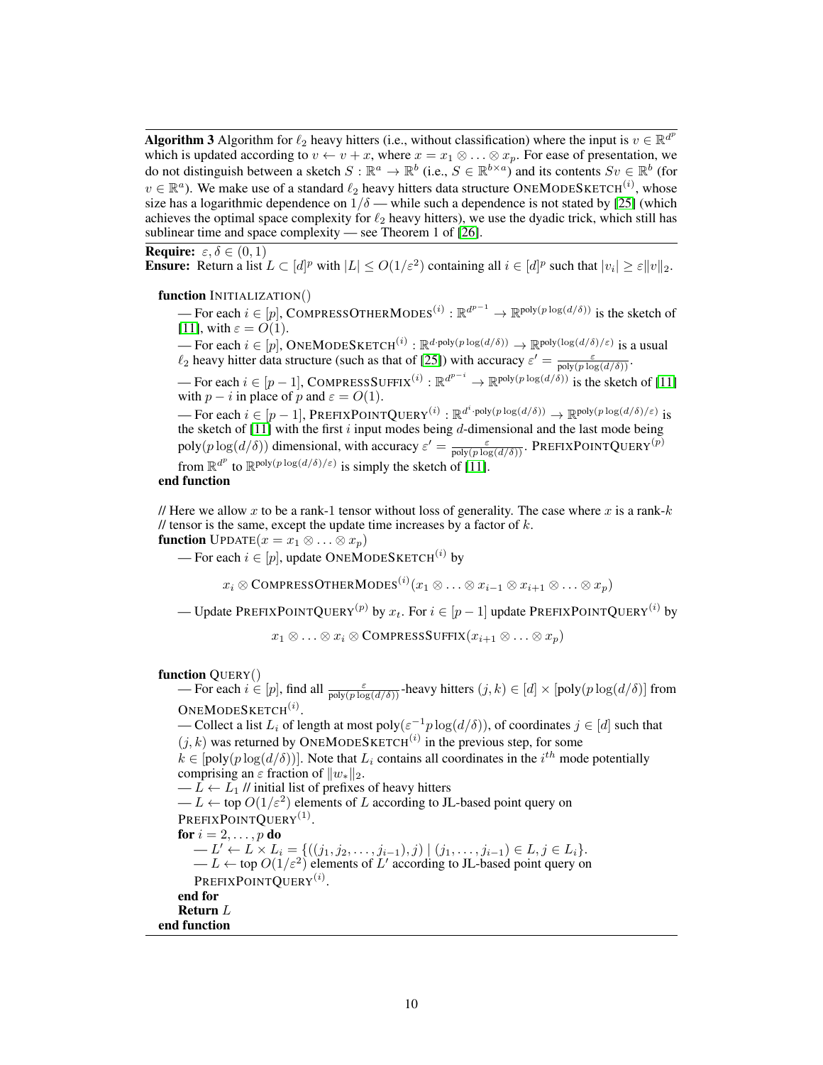**Algorithm 3** Algorithm for $\ell_2$ heavy hitters (i.e., without classification) where the input is $v \in \mathbb{R}^{d^p}$ which is updated according to $v \leftarrow v + x$, where $x = x_1 \otimes \ldots \otimes x_p$. For ease of presentation, we do not distinguish between a sketch $S : \mathbb{R}^a \to \mathbb{R}^b$ (i.e., $S \in \mathbb{R}^{b \times a}$) and its contents $Sv \in \mathbb{R}^b$ (for $v \in \mathbb{R}^a$). We make use of a standard $\ell_2$ heavy hitters data structure $\textsc{OneModeSketch}^{(i)}$, whose size has a logarithmic dependence on $1/\delta$ — while such a dependence is not stated by [25] (which achieves the optimal space complexity for $\ell_2$ heavy hitters), we use the dyadic trick, which still has sublinear time and space complexity — see Theorem 1 of [26].

**Require:** $\varepsilon, \delta \in (0, 1)$

**Ensure:** Return a list $L \subset [d]^p$ with $|L| \leq O(1/\varepsilon^2)$ containing all $i \in [d]^p$ such that $|v_i| \geq \varepsilon \|v\|_2$.

**function** $\textsc{Initialization}()$

— For each $i \in [p]$, $\textsc{CompressOtherModes}^{(i)} : \mathbb{R}^{d^{p-1}} \to \mathbb{R}^{\text{poly}(p \log(d/\delta))}$ is the sketch of [11], with $\varepsilon = O(1)$.

— For each $i \in [p]$, $\textsc{OneModeSketch}^{(i)} : \mathbb{R}^{d \cdot \text{poly}(p \log(d/\delta))} \to \mathbb{R}^{\text{poly}(\log(d/\delta)/\varepsilon)}$ is a usual $\ell_2$ heavy hitter data structure (such as that of [25]) with accuracy $\varepsilon' = \frac{\varepsilon}{\text{poly}(p \log(d/\delta))}$.

— For each $i \in [p-1]$, $\textsc{CompressSuffix}^{(i)} : \mathbb{R}^{d^{p-i}} \to \mathbb{R}^{\text{poly}(p \log(d/\delta))}$ is the sketch of [11] with $p - i$ in place of $p$ and $\varepsilon = O(1)$.

— For each $i \in [p-1]$, $\textsc{PrefixPointQuery}^{(i)} : \mathbb{R}^{d^i \cdot \text{poly}(p \log(d/\delta))} \to \mathbb{R}^{\text{poly}(p \log(d/\delta)/\varepsilon)}$ is the sketch of [11] with the first $i$ input modes being $d$-dimensional and the last mode being $\text{poly}(p \log(d/\delta))$ dimensional, with accuracy $\varepsilon' = \frac{\varepsilon}{\text{poly}(p \log(d/\delta))}$. $\textsc{PrefixPointQuery}^{(p)}$ from $\mathbb{R}^{d^p}$ to $\mathbb{R}^{\text{poly}(p \log(d/\delta)/\varepsilon)}$ is simply the sketch of [11].

**end function**

// Here we allow $x$ to be a rank-1 tensor without loss of generality. The case where $x$ is a rank-$k$
// tensor is the same, except the update time increases by a factor of $k$.

**function** $\textsc{Update}(x = x_1 \otimes \ldots \otimes x_p)$

— For each $i \in [p]$, update $\textsc{OneModeSketch}^{(i)}$ by

$$x_i \otimes \textsc{CompressOtherModes}^{(i)}(x_1 \otimes \ldots \otimes x_{i-1} \otimes x_{i+1} \otimes \ldots \otimes x_p)$$

— Update $\textsc{PrefixPointQuery}^{(p)}$ by $x_t$. For $i \in [p-1]$ update $\textsc{PrefixPointQuery}^{(i)}$ by

$$x_1 \otimes \ldots \otimes x_i \otimes \textsc{CompressSuffix}(x_{i+1} \otimes \ldots \otimes x_p)$$

**function** $\textsc{Query}()$

— For each $i \in [p]$, find all $\frac{\varepsilon}{\text{poly}(p \log(d/\delta))}$-heavy hitters $(j, k) \in [d] \times [\text{poly}(p \log(d/\delta)]$ from $\textsc{OneModeSketch}^{(i)}$.

— Collect a list $L_i$ of length at most $\text{poly}(\varepsilon^{-1} p \log(d/\delta))$, of coordinates $j \in [d]$ such that $(j, k)$ was returned by $\textsc{OneModeSketch}^{(i)}$ in the previous step, for some $k \in [\text{poly}(p \log(d/\delta))]$. Note that $L_i$ contains all coordinates in the $i^{th}$ mode potentially comprising an $\varepsilon$ fraction of $\|w_*\|_2$.

— $L \leftarrow L_1$ // initial list of prefixes of heavy hitters

— $L \leftarrow$ top $O(1/\varepsilon^2)$ elements of $L$ according to JL-based point query on $\textsc{PrefixPointQuery}^{(1)}$.

**for** $i = 2, \ldots, p$ **do**

— $L' \leftarrow L \times L_i = \{((j_1, j_2, \ldots, j_{i-1}), j) \mid (j_1, \ldots, j_{i-1}) \in L, j \in L_i\}$.

— $L \leftarrow$ top $O(1/\varepsilon^2)$ elements of $L'$ according to JL-based point query on $\textsc{PrefixPointQuery}^{(i)}$.

**end for**

**Return** $L$

**end function**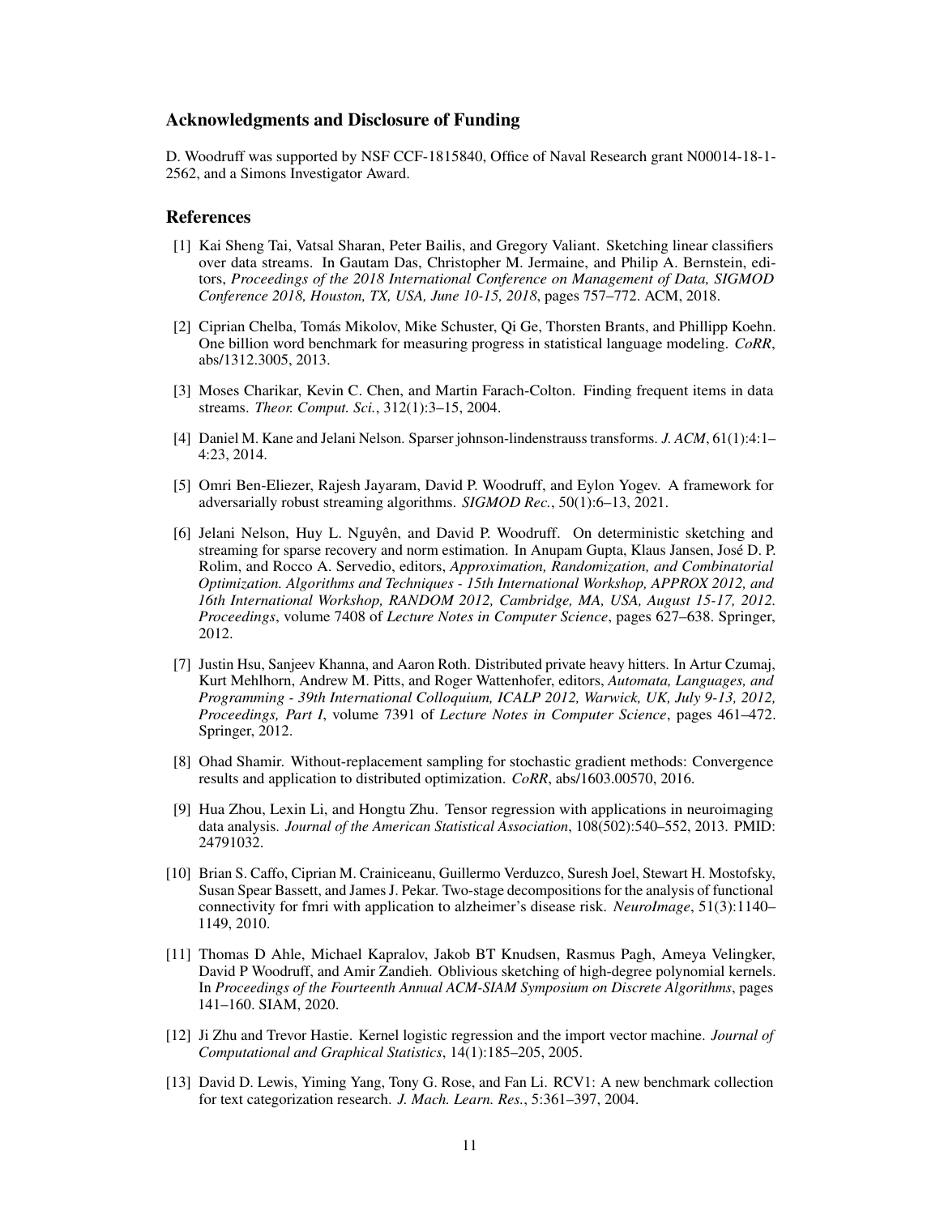## Acknowledgments and Disclosure of Funding

D. Woodruff was supported by NSF CCF-1815840, Office of Naval Research grant N00014-18-1-2562, and a Simons Investigator Award.

## References

[1] Kai Sheng Tai, Vatsal Sharan, Peter Bailis, and Gregory Valiant. Sketching linear classifiers over data streams. In Gautam Das, Christopher M. Jermaine, and Philip A. Bernstein, editors, *Proceedings of the 2018 International Conference on Management of Data, SIGMOD Conference 2018, Houston, TX, USA, June 10-15, 2018*, pages 757–772. ACM, 2018.

[2] Ciprian Chelba, Tomás Mikolov, Mike Schuster, Qi Ge, Thorsten Brants, and Phillipp Koehn. One billion word benchmark for measuring progress in statistical language modeling. *CoRR*, abs/1312.3005, 2013.

[3] Moses Charikar, Kevin C. Chen, and Martin Farach-Colton. Finding frequent items in data streams. *Theor. Comput. Sci.*, 312(1):3–15, 2004.

[4] Daniel M. Kane and Jelani Nelson. Sparser johnson-lindenstrauss transforms. *J. ACM*, 61(1):4:1–4:23, 2014.

[5] Omri Ben-Eliezer, Rajesh Jayaram, David P. Woodruff, and Eylon Yogev. A framework for adversarially robust streaming algorithms. *SIGMOD Rec.*, 50(1):6–13, 2021.

[6] Jelani Nelson, Huy L. Nguyên, and David P. Woodruff. On deterministic sketching and streaming for sparse recovery and norm estimation. In Anupam Gupta, Klaus Jansen, José D. P. Rolim, and Rocco A. Servedio, editors, *Approximation, Randomization, and Combinatorial Optimization. Algorithms and Techniques - 15th International Workshop, APPROX 2012, and 16th International Workshop, RANDOM 2012, Cambridge, MA, USA, August 15-17, 2012. Proceedings*, volume 7408 of *Lecture Notes in Computer Science*, pages 627–638. Springer, 2012.

[7] Justin Hsu, Sanjeev Khanna, and Aaron Roth. Distributed private heavy hitters. In Artur Czumaj, Kurt Mehlhorn, Andrew M. Pitts, and Roger Wattenhofer, editors, *Automata, Languages, and Programming - 39th International Colloquium, ICALP 2012, Warwick, UK, July 9-13, 2012, Proceedings, Part I*, volume 7391 of *Lecture Notes in Computer Science*, pages 461–472. Springer, 2012.

[8] Ohad Shamir. Without-replacement sampling for stochastic gradient methods: Convergence results and application to distributed optimization. *CoRR*, abs/1603.00570, 2016.

[9] Hua Zhou, Lexin Li, and Hongtu Zhu. Tensor regression with applications in neuroimaging data analysis. *Journal of the American Statistical Association*, 108(502):540–552, 2013. PMID: 24791032.

[10] Brian S. Caffo, Ciprian M. Crainiceanu, Guillermo Verduzco, Suresh Joel, Stewart H. Mostofsky, Susan Spear Bassett, and James J. Pekar. Two-stage decompositions for the analysis of functional connectivity for fmri with application to alzheimer's disease risk. *NeuroImage*, 51(3):1140–1149, 2010.

[11] Thomas D Ahle, Michael Kapralov, Jakob BT Knudsen, Rasmus Pagh, Ameya Velingker, David P Woodruff, and Amir Zandieh. Oblivious sketching of high-degree polynomial kernels. In *Proceedings of the Fourteenth Annual ACM-SIAM Symposium on Discrete Algorithms*, pages 141–160. SIAM, 2020.

[12] Ji Zhu and Trevor Hastie. Kernel logistic regression and the import vector machine. *Journal of Computational and Graphical Statistics*, 14(1):185–205, 2005.

[13] David D. Lewis, Yiming Yang, Tony G. Rose, and Fan Li. RCV1: A new benchmark collection for text categorization research. *J. Mach. Learn. Res.*, 5:361–397, 2004.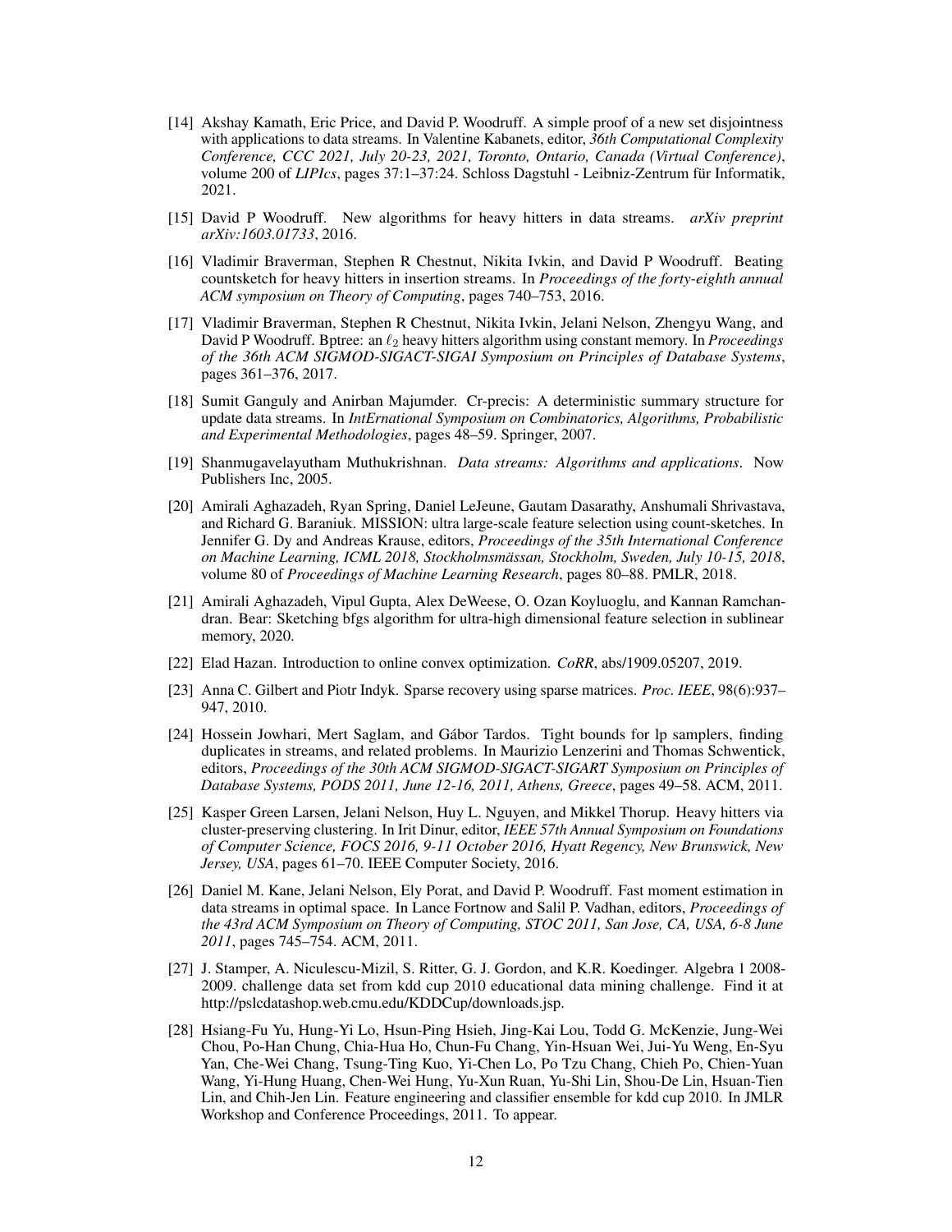[14] Akshay Kamath, Eric Price, and David P. Woodruff. A simple proof of a new set disjointness with applications to data streams. In Valentine Kabanets, editor, *36th Computational Complexity Conference, CCC 2021, July 20-23, 2021, Toronto, Ontario, Canada (Virtual Conference)*, volume 200 of *LIPIcs*, pages 37:1–37:24. Schloss Dagstuhl - Leibniz-Zentrum für Informatik, 2021.

[15] David P Woodruff. New algorithms for heavy hitters in data streams. *arXiv preprint arXiv:1603.01733*, 2016.

[16] Vladimir Braverman, Stephen R Chestnut, Nikita Ivkin, and David P Woodruff. Beating countsketch for heavy hitters in insertion streams. In *Proceedings of the forty-eighth annual ACM symposium on Theory of Computing*, pages 740–753, 2016.

[17] Vladimir Braverman, Stephen R Chestnut, Nikita Ivkin, Jelani Nelson, Zhengyu Wang, and David P Woodruff. Bptree: an $\ell_2$ heavy hitters algorithm using constant memory. In *Proceedings of the 36th ACM SIGMOD-SIGACT-SIGAI Symposium on Principles of Database Systems*, pages 361–376, 2017.

[18] Sumit Ganguly and Anirban Majumder. Cr-precis: A deterministic summary structure for update data streams. In *IntErnational Symposium on Combinatorics, Algorithms, Probabilistic and Experimental Methodologies*, pages 48–59. Springer, 2007.

[19] Shanmugavelayutham Muthukrishnan. *Data streams: Algorithms and applications*. Now Publishers Inc, 2005.

[20] Amirali Aghazadeh, Ryan Spring, Daniel LeJeune, Gautam Dasarathy, Anshumali Shrivastava, and Richard G. Baraniuk. MISSION: ultra large-scale feature selection using count-sketches. In Jennifer G. Dy and Andreas Krause, editors, *Proceedings of the 35th International Conference on Machine Learning, ICML 2018, Stockholmsmässan, Stockholm, Sweden, July 10-15, 2018*, volume 80 of *Proceedings of Machine Learning Research*, pages 80–88. PMLR, 2018.

[21] Amirali Aghazadeh, Vipul Gupta, Alex DeWeese, O. Ozan Koyluoglu, and Kannan Ramchandran. Bear: Sketching bfgs algorithm for ultra-high dimensional feature selection in sublinear memory, 2020.

[22] Elad Hazan. Introduction to online convex optimization. *CoRR*, abs/1909.05207, 2019.

[23] Anna C. Gilbert and Piotr Indyk. Sparse recovery using sparse matrices. *Proc. IEEE*, 98(6):937–947, 2010.

[24] Hossein Jowhari, Mert Saglam, and Gábor Tardos. Tight bounds for lp samplers, finding duplicates in streams, and related problems. In Maurizio Lenzerini and Thomas Schwentick, editors, *Proceedings of the 30th ACM SIGMOD-SIGACT-SIGART Symposium on Principles of Database Systems, PODS 2011, June 12-16, 2011, Athens, Greece*, pages 49–58. ACM, 2011.

[25] Kasper Green Larsen, Jelani Nelson, Huy L. Nguyen, and Mikkel Thorup. Heavy hitters via cluster-preserving clustering. In Irit Dinur, editor, *IEEE 57th Annual Symposium on Foundations of Computer Science, FOCS 2016, 9-11 October 2016, Hyatt Regency, New Brunswick, New Jersey, USA*, pages 61–70. IEEE Computer Society, 2016.

[26] Daniel M. Kane, Jelani Nelson, Ely Porat, and David P. Woodruff. Fast moment estimation in data streams in optimal space. In Lance Fortnow and Salil P. Vadhan, editors, *Proceedings of the 43rd ACM Symposium on Theory of Computing, STOC 2011, San Jose, CA, USA, 6-8 June 2011*, pages 745–754. ACM, 2011.

[27] J. Stamper, A. Niculescu-Mizil, S. Ritter, G. J. Gordon, and K.R. Koedinger. Algebra 1 2008-2009. challenge data set from kdd cup 2010 educational data mining challenge. Find it at http://pslcdatashop.web.cmu.edu/KDDCup/downloads.jsp.

[28] Hsiang-Fu Yu, Hung-Yi Lo, Hsun-Ping Hsieh, Jing-Kai Lou, Todd G. McKenzie, Jung-Wei Chou, Po-Han Chung, Chia-Hua Ho, Chun-Fu Chang, Yin-Hsuan Wei, Jui-Yu Weng, En-Syu Yan, Che-Wei Chang, Tsung-Ting Kuo, Yi-Chen Lo, Po Tzu Chang, Chieh Po, Chien-Yuan Wang, Yi-Hung Huang, Chen-Wei Hung, Yu-Xun Ruan, Yu-Shi Lin, Shou-De Lin, Hsuan-Tien Lin, and Chih-Jen Lin. Feature engineering and classifier ensemble for kdd cup 2010. In JMLR Workshop and Conference Proceedings, 2011. To appear.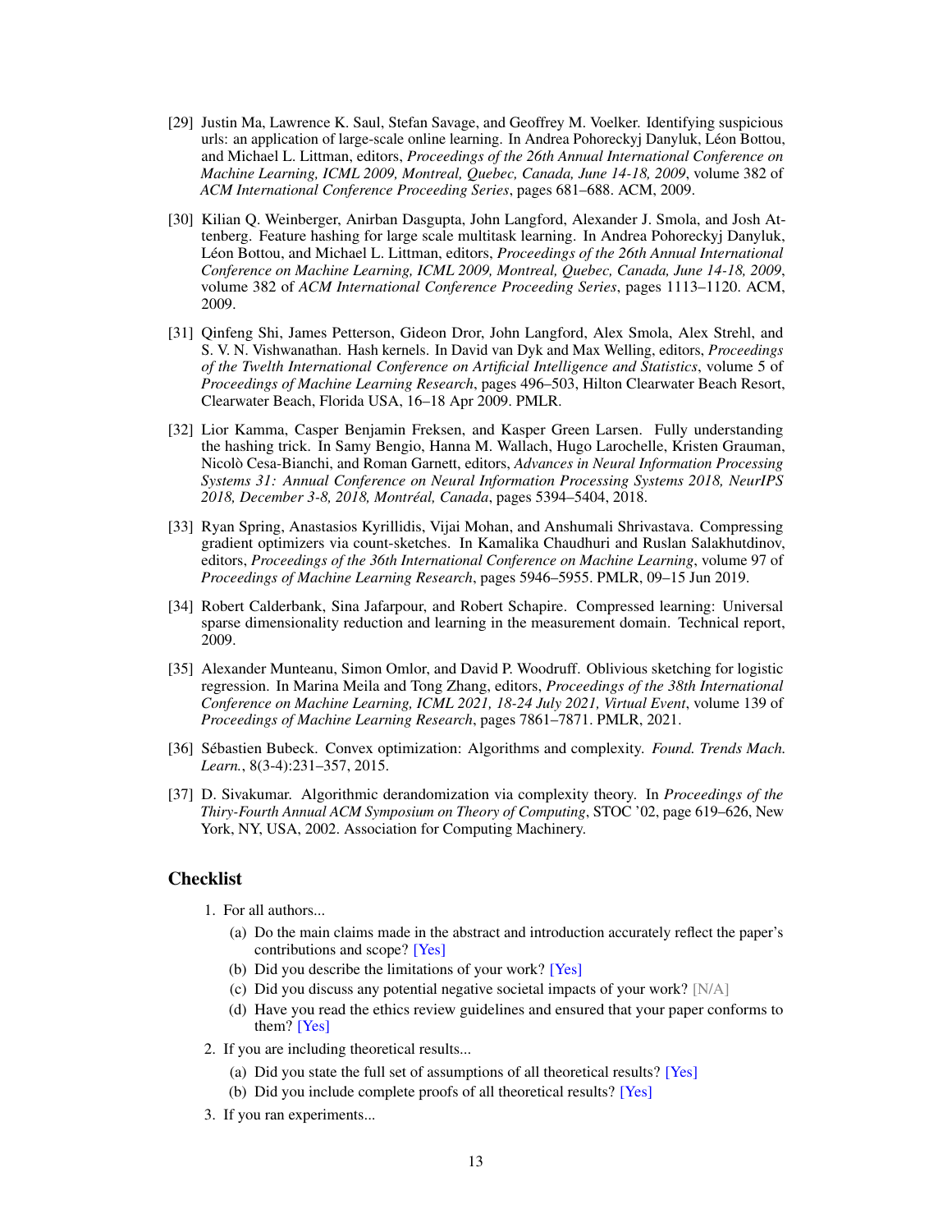[29] Justin Ma, Lawrence K. Saul, Stefan Savage, and Geoffrey M. Voelker. Identifying suspicious urls: an application of large-scale online learning. In Andrea Pohoreckyj Danyluk, Léon Bottou, and Michael L. Littman, editors, *Proceedings of the 26th Annual International Conference on Machine Learning, ICML 2009, Montreal, Quebec, Canada, June 14-18, 2009*, volume 382 of *ACM International Conference Proceeding Series*, pages 681–688. ACM, 2009.

[30] Kilian Q. Weinberger, Anirban Dasgupta, John Langford, Alexander J. Smola, and Josh Attenberg. Feature hashing for large scale multitask learning. In Andrea Pohoreckyj Danyluk, Léon Bottou, and Michael L. Littman, editors, *Proceedings of the 26th Annual International Conference on Machine Learning, ICML 2009, Montreal, Quebec, Canada, June 14-18, 2009*, volume 382 of *ACM International Conference Proceeding Series*, pages 1113–1120. ACM, 2009.

[31] Qinfeng Shi, James Petterson, Gideon Dror, John Langford, Alex Smola, Alex Strehl, and S. V. N. Vishwanathan. Hash kernels. In David van Dyk and Max Welling, editors, *Proceedings of the Twelth International Conference on Artificial Intelligence and Statistics*, volume 5 of *Proceedings of Machine Learning Research*, pages 496–503, Hilton Clearwater Beach Resort, Clearwater Beach, Florida USA, 16–18 Apr 2009. PMLR.

[32] Lior Kamma, Casper Benjamin Freksen, and Kasper Green Larsen. Fully understanding the hashing trick. In Samy Bengio, Hanna M. Wallach, Hugo Larochelle, Kristen Grauman, Nicolò Cesa-Bianchi, and Roman Garnett, editors, *Advances in Neural Information Processing Systems 31: Annual Conference on Neural Information Processing Systems 2018, NeurIPS 2018, December 3-8, 2018, Montréal, Canada*, pages 5394–5404, 2018.

[33] Ryan Spring, Anastasios Kyrillidis, Vijai Mohan, and Anshumali Shrivastava. Compressing gradient optimizers via count-sketches. In Kamalika Chaudhuri and Ruslan Salakhutdinov, editors, *Proceedings of the 36th International Conference on Machine Learning*, volume 97 of *Proceedings of Machine Learning Research*, pages 5946–5955. PMLR, 09–15 Jun 2019.

[34] Robert Calderbank, Sina Jafarpour, and Robert Schapire. Compressed learning: Universal sparse dimensionality reduction and learning in the measurement domain. Technical report, 2009.

[35] Alexander Munteanu, Simon Omlor, and David P. Woodruff. Oblivious sketching for logistic regression. In Marina Meila and Tong Zhang, editors, *Proceedings of the 38th International Conference on Machine Learning, ICML 2021, 18-24 July 2021, Virtual Event*, volume 139 of *Proceedings of Machine Learning Research*, pages 7861–7871. PMLR, 2021.

[36] Sébastien Bubeck. Convex optimization: Algorithms and complexity. *Found. Trends Mach. Learn.*, 8(3-4):231–357, 2015.

[37] D. Sivakumar. Algorithmic derandomization via complexity theory. In *Proceedings of the Thiry-Fourth Annual ACM Symposium on Theory of Computing*, STOC '02, page 619–626, New York, NY, USA, 2002. Association for Computing Machinery.

## Checklist

1. For all authors...
   (a) Do the main claims made in the abstract and introduction accurately reflect the paper's contributions and scope? [Yes]
   (b) Did you describe the limitations of your work? [Yes]
   (c) Did you discuss any potential negative societal impacts of your work? [N/A]
   (d) Have you read the ethics review guidelines and ensured that your paper conforms to them? [Yes]
2. If you are including theoretical results...
   (a) Did you state the full set of assumptions of all theoretical results? [Yes]
   (b) Did you include complete proofs of all theoretical results? [Yes]
3. If you ran experiments...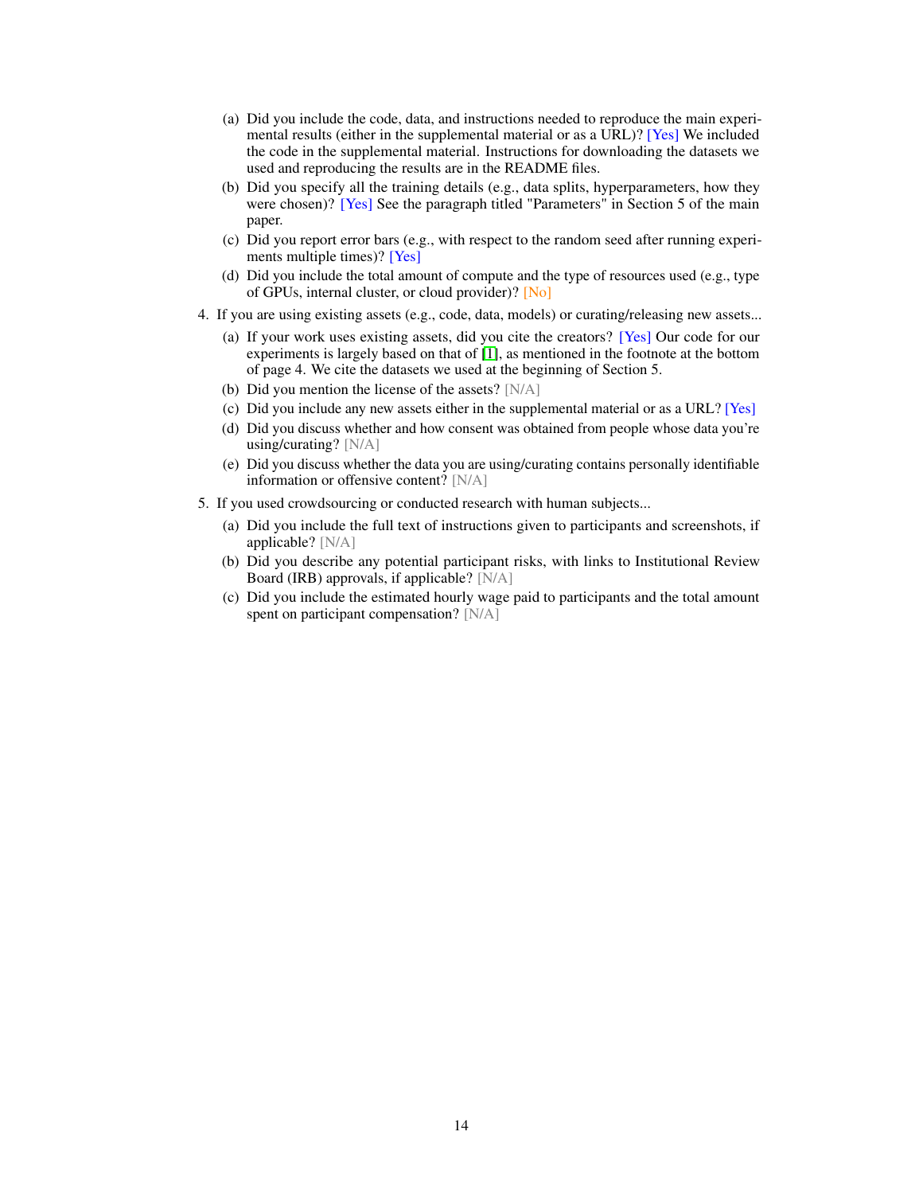(a) Did you include the code, data, and instructions needed to reproduce the main experimental results (either in the supplemental material or as a URL)? [Yes] We included the code in the supplemental material. Instructions for downloading the datasets we used and reproducing the results are in the README files.

(b) Did you specify all the training details (e.g., data splits, hyperparameters, how they were chosen)? [Yes] See the paragraph titled "Parameters" in Section 5 of the main paper.

(c) Did you report error bars (e.g., with respect to the random seed after running experiments multiple times)? [Yes]

(d) Did you include the total amount of compute and the type of resources used (e.g., type of GPUs, internal cluster, or cloud provider)? [No]

4. If you are using existing assets (e.g., code, data, models) or curating/releasing new assets...

   (a) If your work uses existing assets, did you cite the creators? [Yes] Our code for our experiments is largely based on that of [1], as mentioned in the footnote at the bottom of page 4. We cite the datasets we used at the beginning of Section 5.

   (b) Did you mention the license of the assets? [N/A]

   (c) Did you include any new assets either in the supplemental material or as a URL? [Yes]

   (d) Did you discuss whether and how consent was obtained from people whose data you're using/curating? [N/A]

   (e) Did you discuss whether the data you are using/curating contains personally identifiable information or offensive content? [N/A]

5. If you used crowdsourcing or conducted research with human subjects...

   (a) Did you include the full text of instructions given to participants and screenshots, if applicable? [N/A]

   (b) Did you describe any potential participant risks, with links to Institutional Review Board (IRB) approvals, if applicable? [N/A]

   (c) Did you include the estimated hourly wage paid to participants and the total amount spent on participant compensation? [N/A]